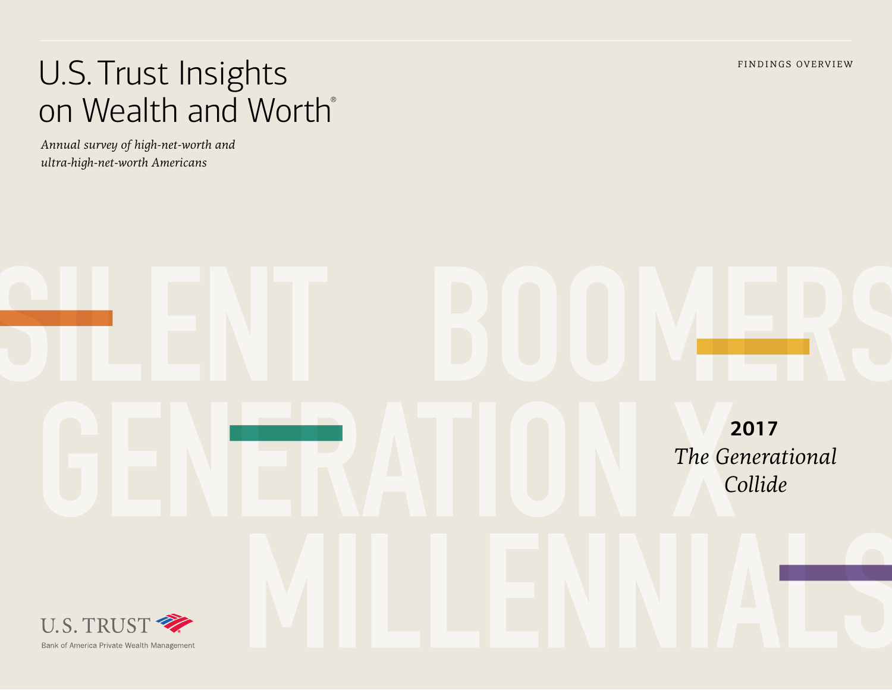FINDINGS OVERVIEW

# U.S. Trust Insights on Wealth and Worth®

*Annual survey of high-net-worth and ultra-high-net-worth Americans*

SILENT BOOMERS GENERATION X MILLENNIALS

## 2017
## *The Generational Collide*

U.S. TRUST
Bank of America Private Wealth Management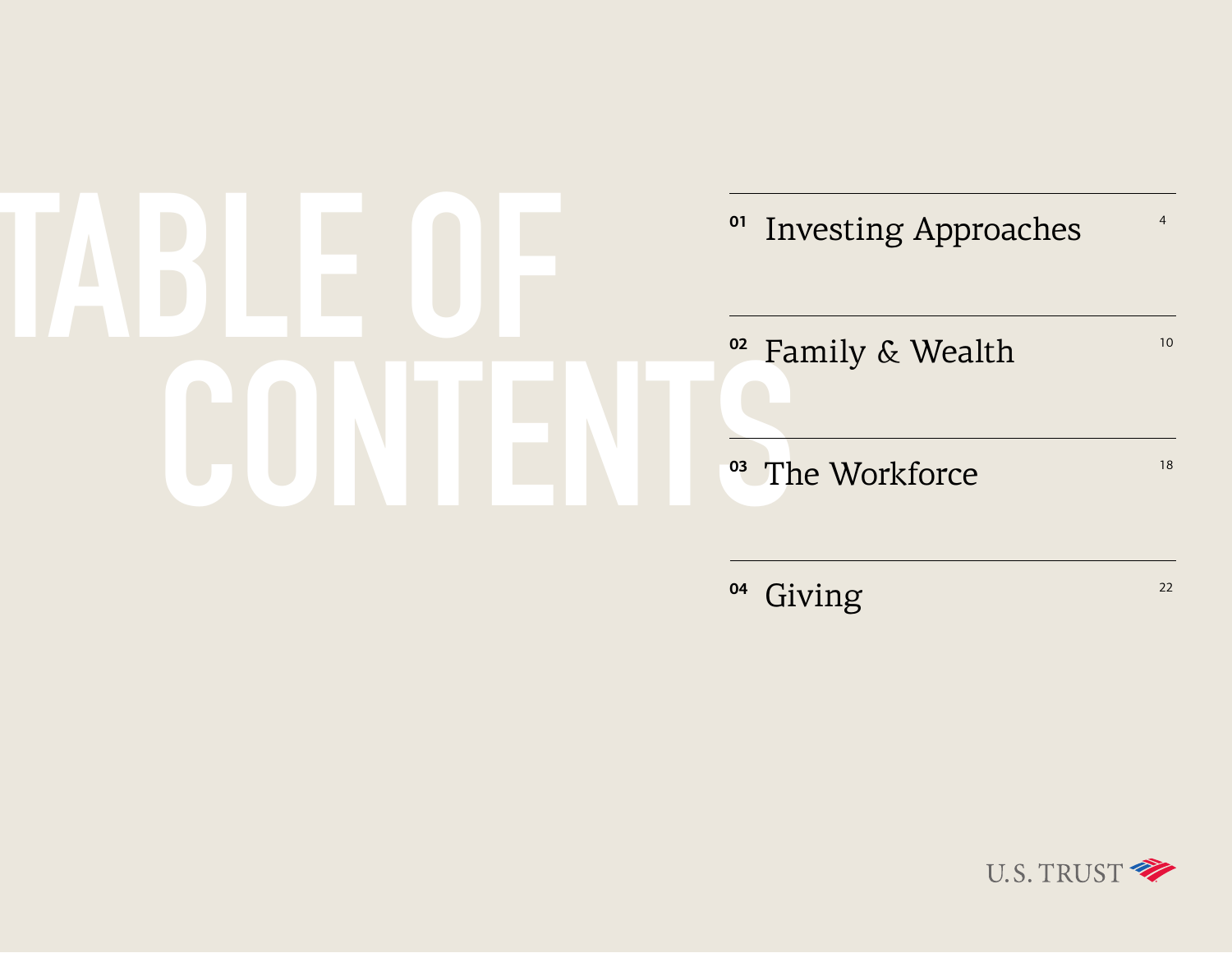# TABLE OF CONTENTS

| | | |
|---|---|---|
| 01 | Investing Approaches | 4 |
| 02 | Family & Wealth | 10 |
| 03 | The Workforce | 18 |
| 04 | Giving | 22 |

U.S. TRUST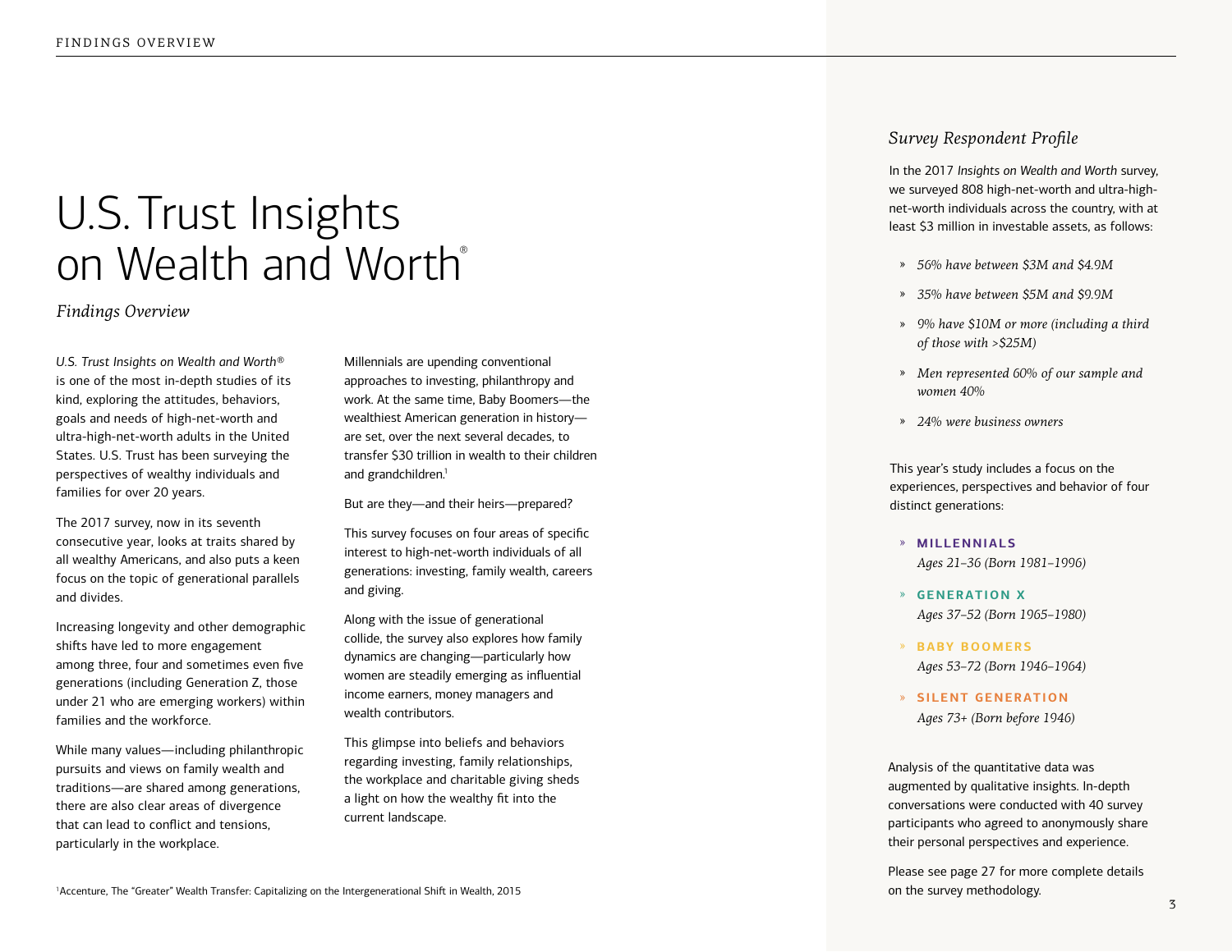# U.S. Trust Insights on Wealth and Worth®

*Findings Overview*

*U.S. Trust Insights on Wealth and Worth®* is one of the most in-depth studies of its kind, exploring the attitudes, behaviors, goals and needs of high-net-worth and ultra-high-net-worth adults in the United States. U.S. Trust has been surveying the perspectives of wealthy individuals and families for over 20 years.

The 2017 survey, now in its seventh consecutive year, looks at traits shared by all wealthy Americans, and also puts a keen focus on the topic of generational parallels and divides.

Increasing longevity and other demographic shifts have led to more engagement among three, four and sometimes even five generations (including Generation Z, those under 21 who are emerging workers) within families and the workforce.

While many values—including philanthropic pursuits and views on family wealth and traditions—are shared among generations, there are also clear areas of divergence that can lead to conflict and tensions, particularly in the workplace.

Millennials are upending conventional approaches to investing, philanthropy and work. At the same time, Baby Boomers—the wealthiest American generation in history—are set, over the next several decades, to transfer $30 trillion in wealth to their children and grandchildren.[1]

But are they—and their heirs—prepared?

This survey focuses on four areas of specific interest to high-net-worth individuals of all generations: investing, family wealth, careers and giving.

Along with the issue of generational collide, the survey also explores how family dynamics are changing—particularly how women are steadily emerging as influential income earners, money managers and wealth contributors.

This glimpse into beliefs and behaviors regarding investing, family relationships, the workplace and charitable giving sheds a light on how the wealthy fit into the current landscape.

[1] Accenture, The "Greater" Wealth Transfer: Capitalizing on the Intergenerational Shift in Wealth, 2015

## *Survey Respondent Profile*

In the 2017 *Insights on Wealth and Worth* survey, we surveyed 808 high-net-worth and ultra-high-net-worth individuals across the country, with at least $3 million in investable assets, as follows:

- *56% have between $3M and $4.9M*
- *35% have between $5M and $9.9M*
- *9% have $10M or more (including a third of those with >$25M)*
- *Men represented 60% of our sample and women 40%*
- *24% were business owners*

This year's study includes a focus on the experiences, perspectives and behavior of four distinct generations:

- **MILLENNIALS**
  *Ages 21–36 (Born 1981–1996)*
- **GENERATION X**
  *Ages 37–52 (Born 1965–1980)*
- **BABY BOOMERS**
  *Ages 53–72 (Born 1946–1964)*
- **SILENT GENERATION**
  *Ages 73+ (Born before 1946)*

Analysis of the quantitative data was augmented by qualitative insights. In-depth conversations were conducted with 40 survey participants who agreed to anonymously share their personal perspectives and experience.

Please see page 27 for more complete details on the survey methodology.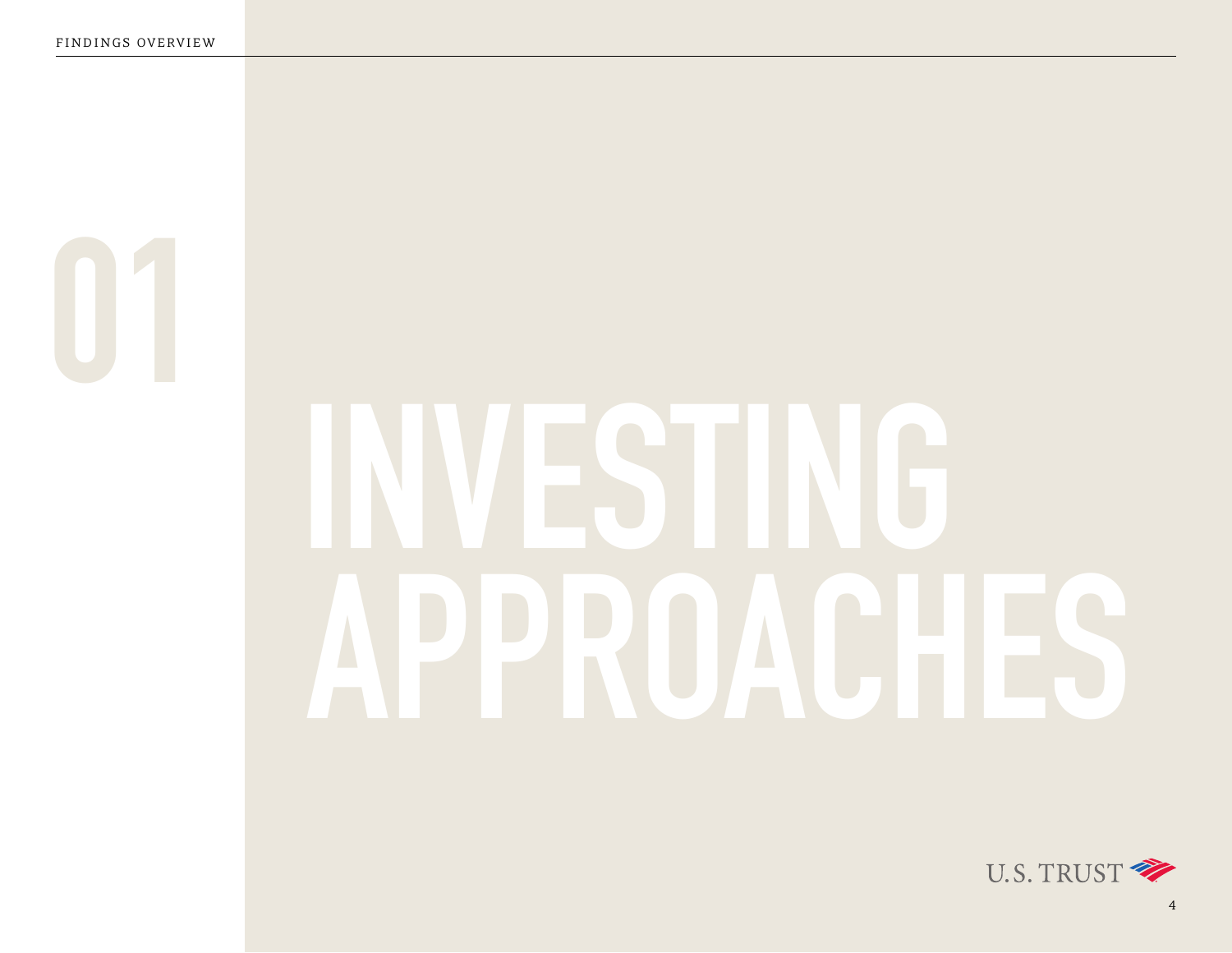# 01

# INVESTING APPROACHES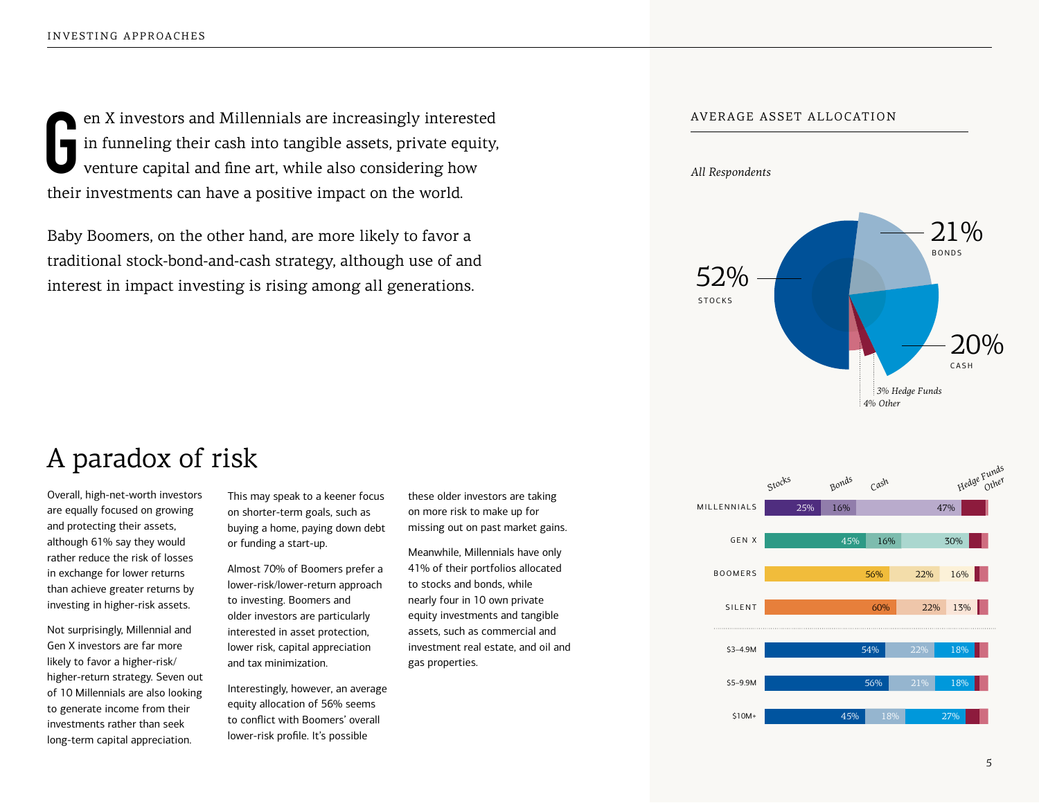Gen X investors and Millennials are increasingly interested in funneling their cash into tangible assets, private equity, venture capital and fine art, while also considering how their investments can have a positive impact on the world.

Baby Boomers, on the other hand, are more likely to favor a traditional stock-bond-and-cash strategy, although use of and interest in impact investing is rising among all generations.

## A paradox of risk

Overall, high-net-worth investors are equally focused on growing and protecting their assets, although 61% say they would rather reduce the risk of losses in exchange for lower returns than achieve greater returns by investing in higher-risk assets.

Not surprisingly, Millennial and Gen X investors are far more likely to favor a higher-risk/higher-return strategy. Seven out of 10 Millennials are also looking to generate income from their investments rather than seek long-term capital appreciation.

This may speak to a keener focus on shorter-term goals, such as buying a home, paying down debt or funding a start-up.

Almost 70% of Boomers prefer a lower-risk/lower-return approach to investing. Boomers and older investors are particularly interested in asset protection, lower risk, capital appreciation and tax minimization.

Interestingly, however, an average equity allocation of 56% seems to conflict with Boomers' overall lower-risk profile. It's possible these older investors are taking on more risk to make up for missing out on past market gains.

Meanwhile, Millennials have only 41% of their portfolios allocated to stocks and bonds, while nearly four in 10 own private equity investments and tangible assets, such as commercial and investment real estate, and oil and gas properties.

### AVERAGE ASSET ALLOCATION

*All Respondents*

- 52% STOCKS
- 21% BONDS
- 20% CASH
- 3% Hedge Funds
- 4% Other

| | Stocks | Bonds | Cash | Hedge Funds | Other |
|---|---|---|---|---|---|
| MILLENNIALS | 25% | 16% | 47% | | |
| GEN X | 45% | 16% | 30% | | |
| BOOMERS | 56% | 22% | 16% | | |
| SILENT | 60% | 22% | 13% | | |
| \$3–4.9M | 54% | 22% | 18% | | |
| \$5–9.9M | 56% | 21% | 18% | | |
| \$10M+ | 45% | 18% | 27% | | |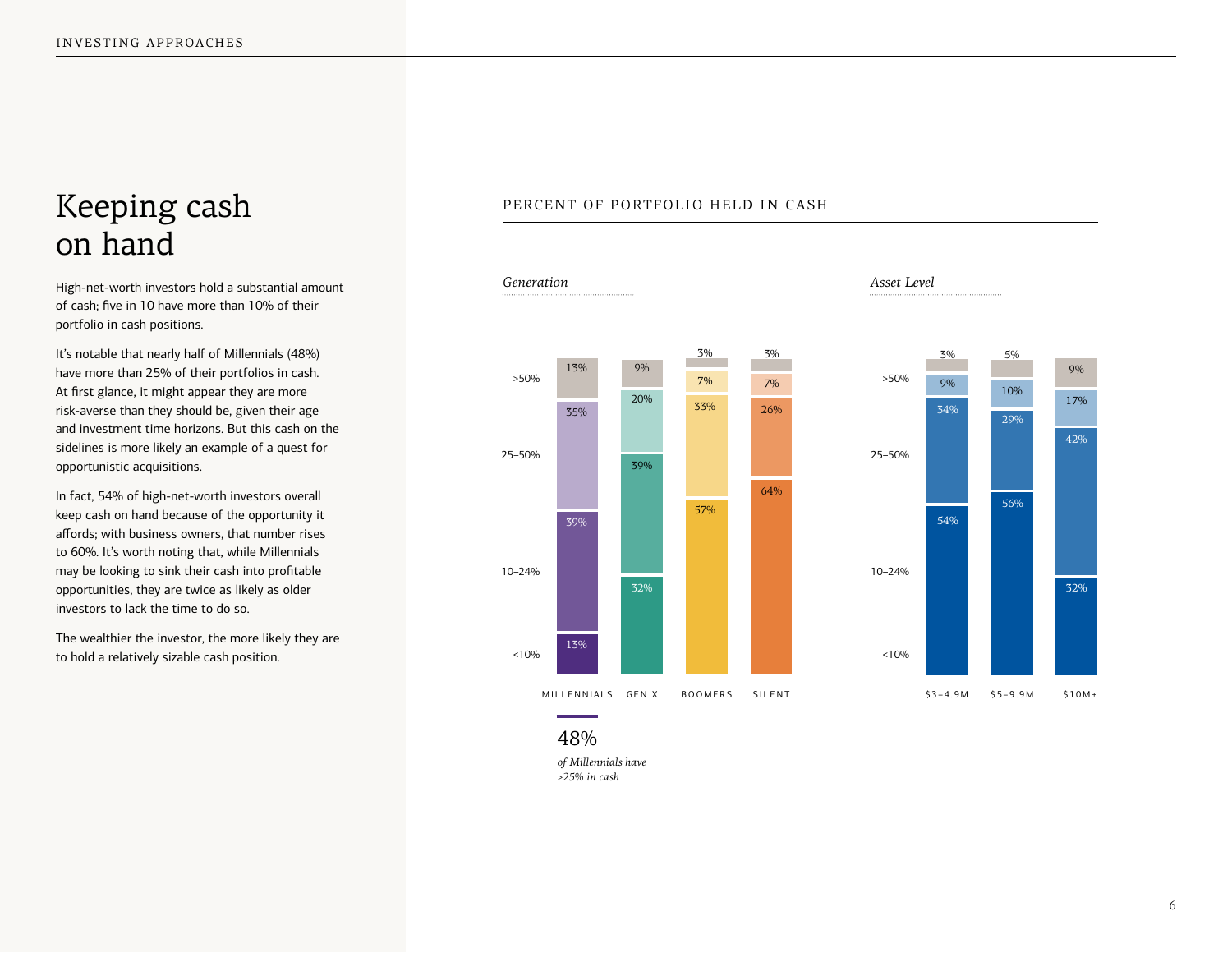# Keeping cash on hand

High-net-worth investors hold a substantial amount of cash; five in 10 have more than 10% of their portfolio in cash positions.

It's notable that nearly half of Millennials (48%) have more than 25% of their portfolios in cash. At first glance, it might appear they are more risk-averse than they should be, given their age and investment time horizons. But this cash on the sidelines is more likely an example of a quest for opportunistic acquisitions.

In fact, 54% of high-net-worth investors overall keep cash on hand because of the opportunity it affords; with business owners, that number rises to 60%. It's worth noting that, while Millennials may be looking to sink their cash into profitable opportunities, they are twice as likely as older investors to lack the time to do so.

The wealthier the investor, the more likely they are to hold a relatively sizable cash position.

## PERCENT OF PORTFOLIO HELD IN CASH

*Generation*

| | Millennials | Gen X | Boomers | Silent |
|---|---|---|---|---|
| >50% | 13% | 9% | 3% | 3% |
| 25–50% | 35% | 20% | 7% | 7% |
| 10–24% | 39% | 39% | 33% | 26% |
| <10% | 13% | 32% | 57% | 64% |

*Asset Level*

| | $3–4.9M | $5–9.9M | $10M+ |
|---|---|---|---|
| >50% | 3% | 5% | 9% |
| 25–50% | 9% | 10% | 17% |
| 10–24% | 34% | 29% | 42% |
| <10% | 54% | 56% | 32% |

48%

*of Millennials have >25% in cash*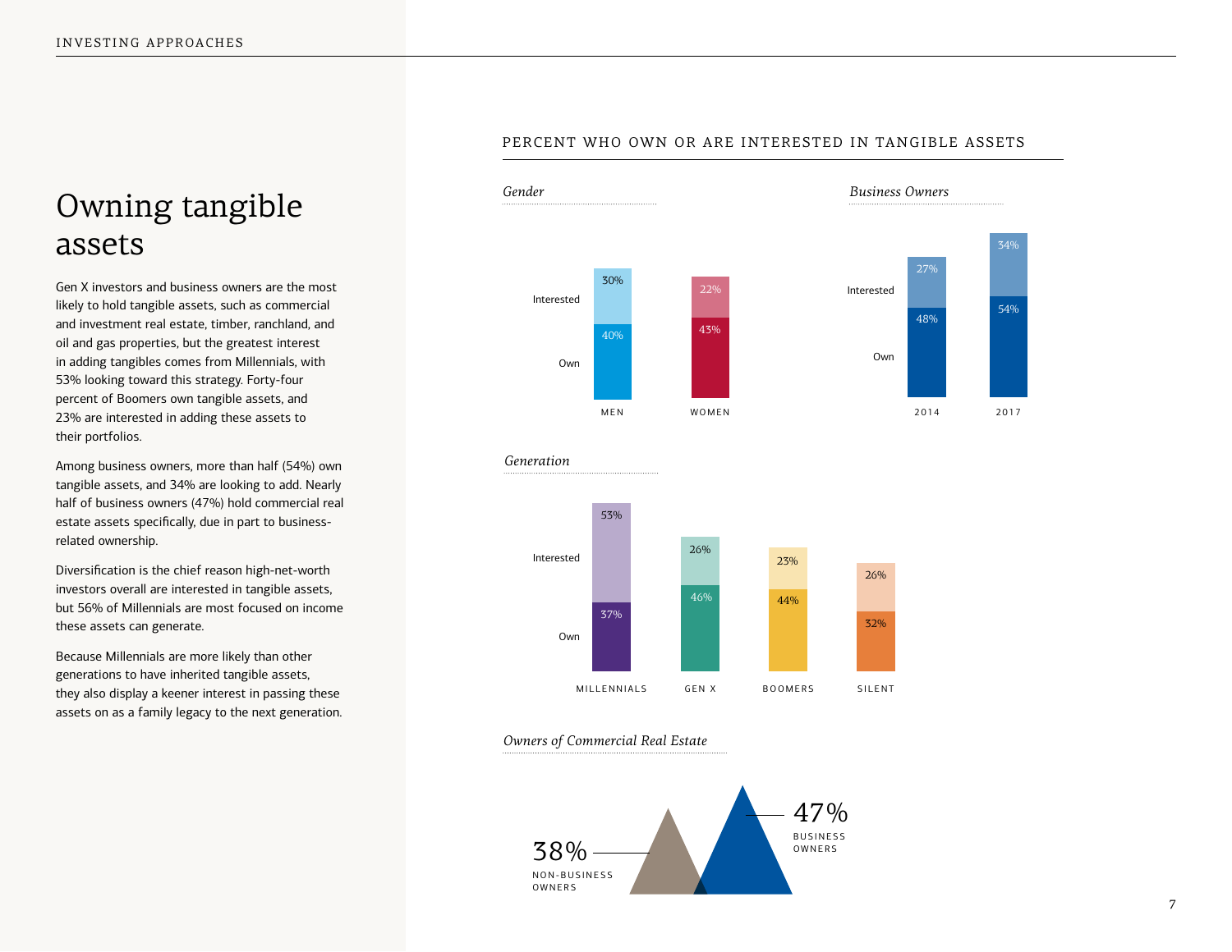# Owning tangible assets

Gen X investors and business owners are the most likely to hold tangible assets, such as commercial and investment real estate, timber, ranchland, and oil and gas properties, but the greatest interest in adding tangibles comes from Millennials, with 53% looking toward this strategy. Forty-four percent of Boomers own tangible assets, and 23% are interested in adding these assets to their portfolios.

Among business owners, more than half (54%) own tangible assets, and 34% are looking to add. Nearly half of business owners (47%) hold commercial real estate assets specifically, due in part to business-related ownership.

Diversification is the chief reason high-net-worth investors overall are interested in tangible assets, but 56% of Millennials are most focused on income these assets can generate.

Because Millennials are more likely than other generations to have inherited tangible assets, they also display a keener interest in passing these assets on as a family legacy to the next generation.

## PERCENT WHO OWN OR ARE INTERESTED IN TANGIBLE ASSETS

*Gender*

| | MEN | WOMEN |
|---|---|---|
| Interested | 30% | 22% |
| Own | 40% | 43% |

*Business Owners*

| | 2014 | 2017 |
|---|---|---|
| Interested | 27% | 34% |
| Own | 48% | 54% |

*Generation*

| | MILLENNIALS | GEN X | BOOMERS | SILENT |
|---|---|---|---|---|
| Interested | 53% | 26% | 23% | 26% |
| Own | 37% | 46% | 44% | 32% |

*Owners of Commercial Real Estate*

| NON-BUSINESS OWNERS | BUSINESS OWNERS |
|---|---|
| 38% | 47% |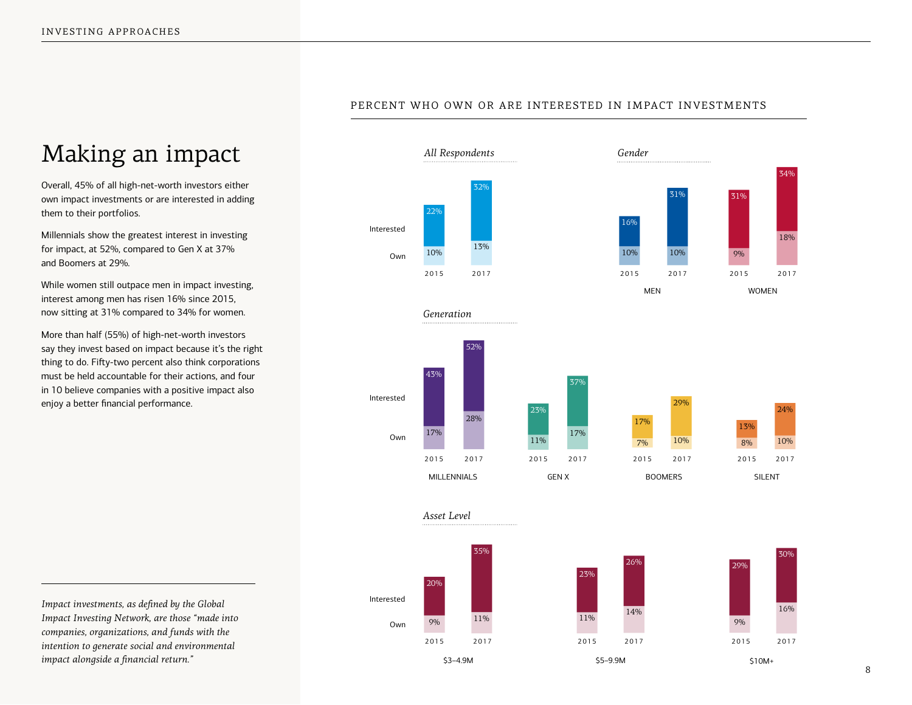## Making an impact

Overall, 45% of all high-net-worth investors either own impact investments or are interested in adding them to their portfolios.

Millennials show the greatest interest in investing for impact, at 52%, compared to Gen X at 37% and Boomers at 29%.

While women still outpace men in impact investing, interest among men has risen 16% since 2015, now sitting at 31% compared to 34% for women.

More than half (55%) of high-net-worth investors say they invest based on impact because it's the right thing to do. Fifty-two percent also think corporations must be held accountable for their actions, and four in 10 believe companies with a positive impact also enjoy a better financial performance.

*Impact investments, as defined by the Global Impact Investing Network, are those "made into companies, organizations, and funds with the intention to generate social and environmental impact alongside a financial return."*

### PERCENT WHO OWN OR ARE INTERESTED IN IMPACT INVESTMENTS

*All Respondents*

| | 2015 | 2017 |
|---|---|---|
| Interested | 22% | 32% |
| Own | 10% | 13% |

*Gender*

| | Men 2015 | Men 2017 | Women 2015 | Women 2017 |
|---|---|---|---|---|
| Interested | 16% | 31% | 31% | 34% |
| Own | 10% | 10% | 9% | 18% |

*Generation*

| | Millennials 2015 | Millennials 2017 | Gen X 2015 | Gen X 2017 | Boomers 2015 | Boomers 2017 | Silent 2015 | Silent 2017 |
|---|---|---|---|---|---|---|---|---|
| Interested | 43% | 52% | 23% | 37% | 17% | 29% | 13% | 24% |
| Own | 17% | 28% | 11% | 17% | 7% | 10% | 8% | 10% |

*Asset Level*

| | \$3–4.9M 2015 | \$3–4.9M 2017 | \$5–9.9M 2015 | \$5–9.9M 2017 | \$10M+ 2015 | \$10M+ 2017 |
|---|---|---|---|---|---|---|
| Interested | 20% | 35% | 23% | 26% | 29% | 30% |
| Own | 9% | 11% | 11% | 14% | 9% | 16% |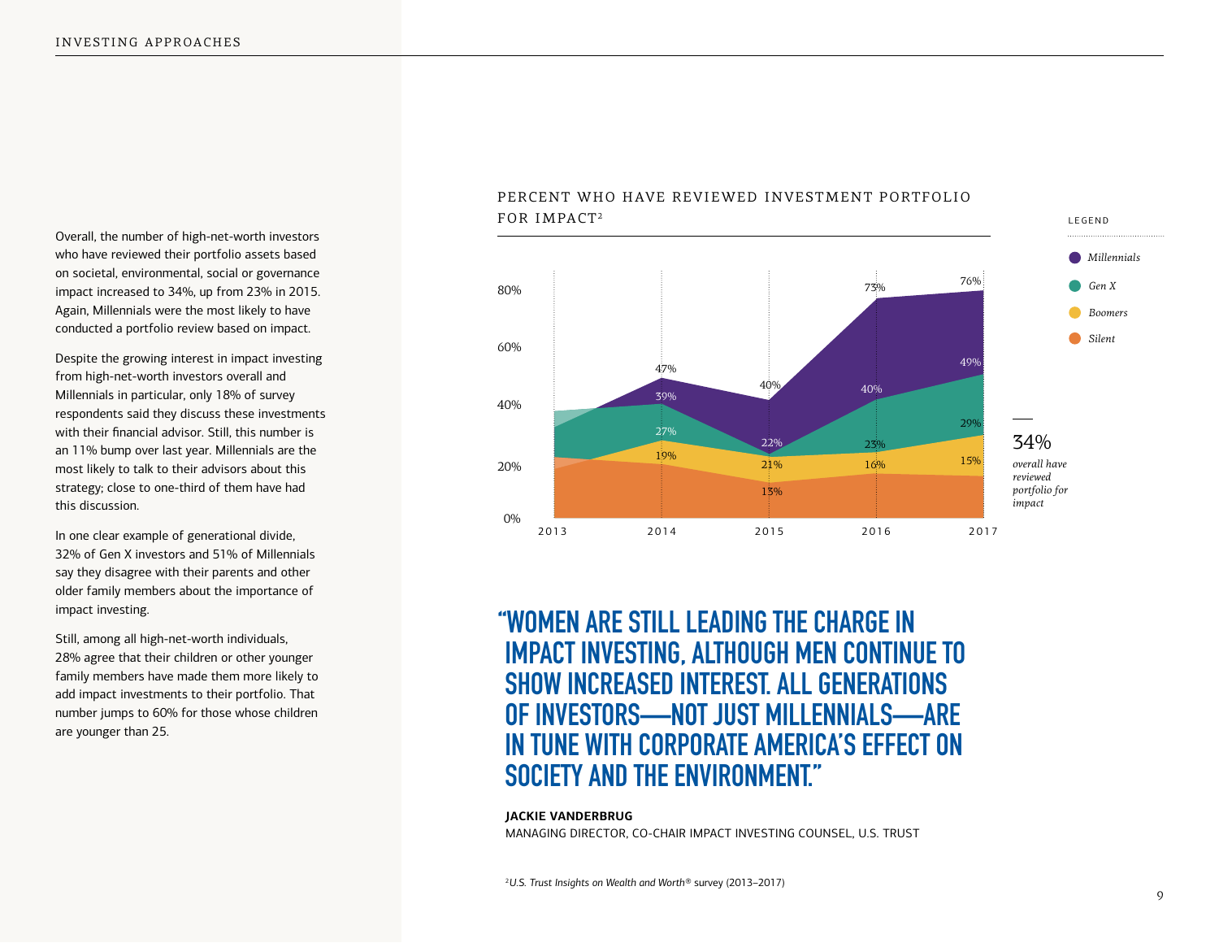Overall, the number of high-net-worth investors who have reviewed their portfolio assets based on societal, environmental, social or governance impact increased to 34%, up from 23% in 2015. Again, Millennials were the most likely to have conducted a portfolio review based on impact.

Despite the growing interest in impact investing from high-net-worth investors overall and Millennials in particular, only 18% of survey respondents said they discuss these investments with their financial advisor. Still, this number is an 11% bump over last year. Millennials are the most likely to talk to their advisors about this strategy; close to one-third of them have had this discussion.

In one clear example of generational divide, 32% of Gen X investors and 51% of Millennials say they disagree with their parents and other older family members about the importance of impact investing.

Still, among all high-net-worth individuals, 28% agree that their children or other younger family members have made them more likely to add impact investments to their portfolio. That number jumps to 60% for those whose children are younger than 25.

## PERCENT WHO HAVE REVIEWED INVESTMENT PORTFOLIO FOR IMPACT[2]

| | 2014 | 2015 | 2016 | 2017 |
|---|---|---|---|---|
| Millennials | 47% | 40% | 73% | 76% |
| Gen X | 39% | 22% | 40% | 49% |
| Boomers | 27% | 21% | 23% | 29% |
| Silent | 19% | 13% | 16% | 15% |

34% *overall have reviewed portfolio for impact*

## "WOMEN ARE STILL LEADING THE CHARGE IN IMPACT INVESTING, ALTHOUGH MEN CONTINUE TO SHOW INCREASED INTEREST. ALL GENERATIONS OF INVESTORS—NOT JUST MILLENNIALS—ARE IN TUNE WITH CORPORATE AMERICA'S EFFECT ON SOCIETY AND THE ENVIRONMENT."

**JACKIE VANDERBRUG**
MANAGING DIRECTOR, CO-CHAIR IMPACT INVESTING COUNSEL, U.S. TRUST

[2] *U.S. Trust Insights on Wealth and Worth®* survey (2013–2017)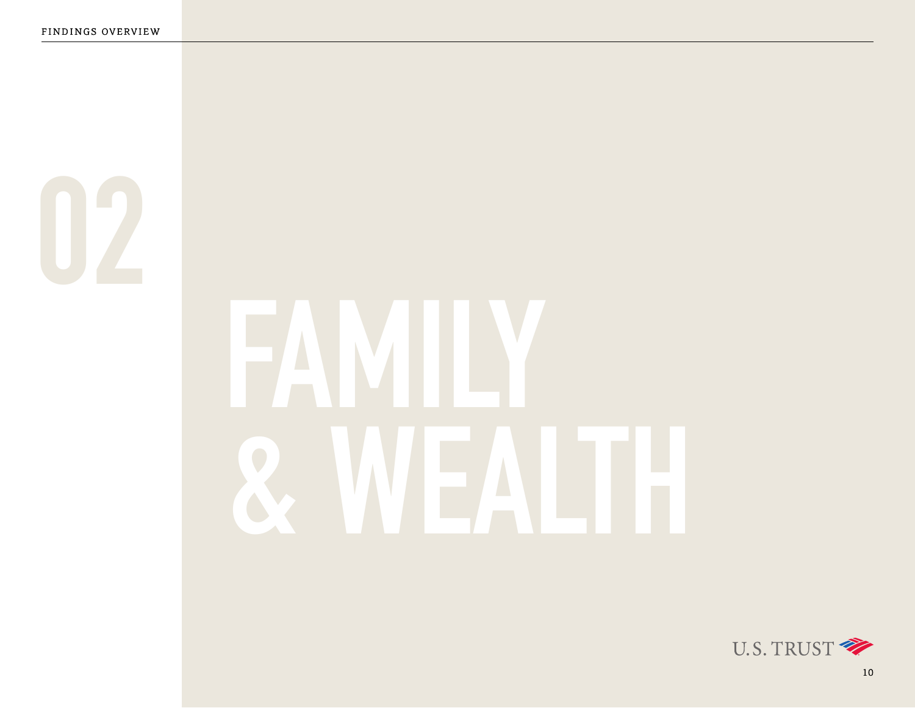# 02

# FAMILY & WEALTH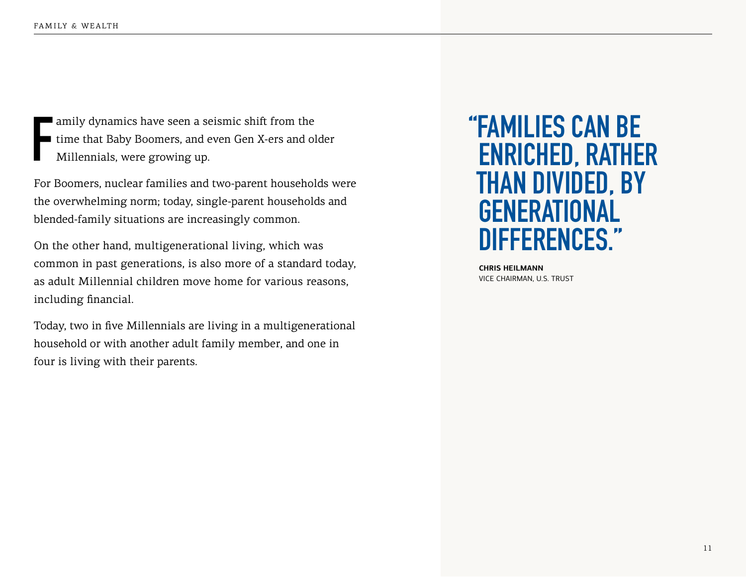Family dynamics have seen a seismic shift from the time that Baby Boomers, and even Gen X-ers and older Millennials, were growing up.

For Boomers, nuclear families and two-parent households were the overwhelming norm; today, single-parent households and blended-family situations are increasingly common.

On the other hand, multigenerational living, which was common in past generations, is also more of a standard today, as adult Millennial children move home for various reasons, including financial.

Today, two in five Millennials are living in a multigenerational household or with another adult family member, and one in four is living with their parents.

> **"FAMILIES CAN BE ENRICHED, RATHER THAN DIVIDED, BY GENERATIONAL DIFFERENCES."**
>
> **CHRIS HEILMANN**
> VICE CHAIRMAN, U.S. TRUST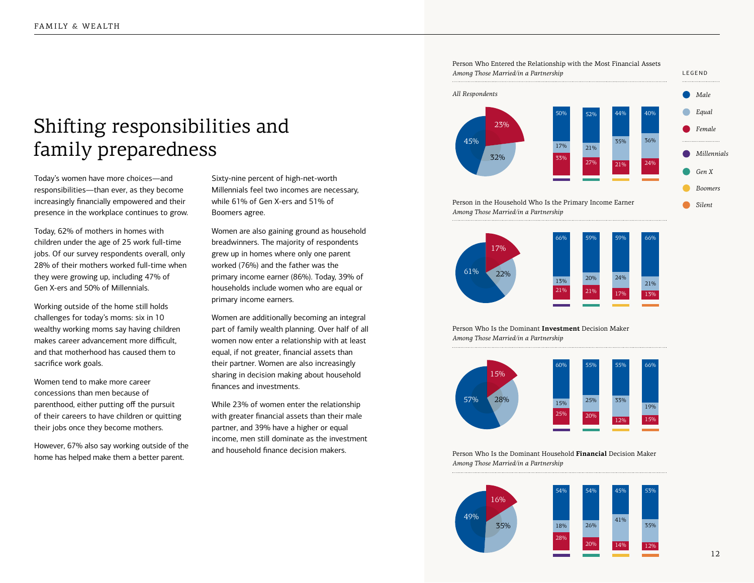# Shifting responsibilities and family preparedness

Today's women have more choices—and responsibilities—than ever, as they become increasingly financially empowered and their presence in the workplace continues to grow.

Today, 62% of mothers in homes with children under the age of 25 work full-time jobs. Of our survey respondents overall, only 28% of their mothers worked full-time when they were growing up, including 47% of Gen X-ers and 50% of Millennials.

Working outside of the home still holds challenges for today's moms: six in 10 wealthy working moms say having children makes career advancement more difficult, and that motherhood has caused them to sacrifice work goals.

Women tend to make more career concessions than men because of parenthood, either putting off the pursuit of their careers to have children or quitting their jobs once they become mothers.

However, 67% also say working outside of the home has helped make them a better parent.

Sixty-nine percent of high-net-worth Millennials feel two incomes are necessary, while 61% of Gen X-ers and 51% of Boomers agree.

Women are also gaining ground as household breadwinners. The majority of respondents grew up in homes where only one parent worked (76%) and the father was the primary income earner (86%). Today, 39% of households include women who are equal or primary income earners.

Women are additionally becoming an integral part of family wealth planning. Over half of all women now enter a relationship with at least equal, if not greater, financial assets than their partner. Women are also increasingly sharing in decision making about household finances and investments.

While 23% of women enter the relationship with greater financial assets than their male partner, and 39% have a higher or equal income, men still dominate as the investment and household finance decision makers.

**Person Who Entered the Relationship with the Most Financial Assets**
*Among Those Married/in a Partnership*

| | All Respondents | Millennials | Gen X | Boomers | Silent |
|---|---|---|---|---|---|
| Male | 45% | 50% | 52% | 44% | 40% |
| Equal | 32% | 17% | 21% | 35% | 36% |
| Female | 23% | 33% | 27% | 21% | 24% |

**Person in the Household Who Is the Primary Income Earner**
*Among Those Married/in a Partnership*

| | All Respondents | Millennials | Gen X | Boomers | Silent |
|---|---|---|---|---|---|
| Male | 61% | 66% | 59% | 59% | 66% |
| Equal | 22% | 13% | 20% | 24% | 21% |
| Female | 17% | 21% | 21% | 17% | 13% |

**Person Who Is the Dominant Investment Decision Maker**
*Among Those Married/in a Partnership*

| | All Respondents | Millennials | Gen X | Boomers | Silent |
|---|---|---|---|---|---|
| Male | 57% | 60% | 55% | 55% | 66% |
| Equal | 28% | 15% | 25% | 33% | 19% |
| Female | 15% | 25% | 20% | 12% | 15% |

**Person Who Is the Dominant Household Financial Decision Maker**
*Among Those Married/in a Partnership*

| | All Respondents | Millennials | Gen X | Boomers | Silent |
|---|---|---|---|---|---|
| Male | 49% | 54% | 54% | 45% | 53% |
| Equal | 35% | 18% | 26% | 41% | 35% |
| Female | 16% | 28% | 20% | 14% | 12% |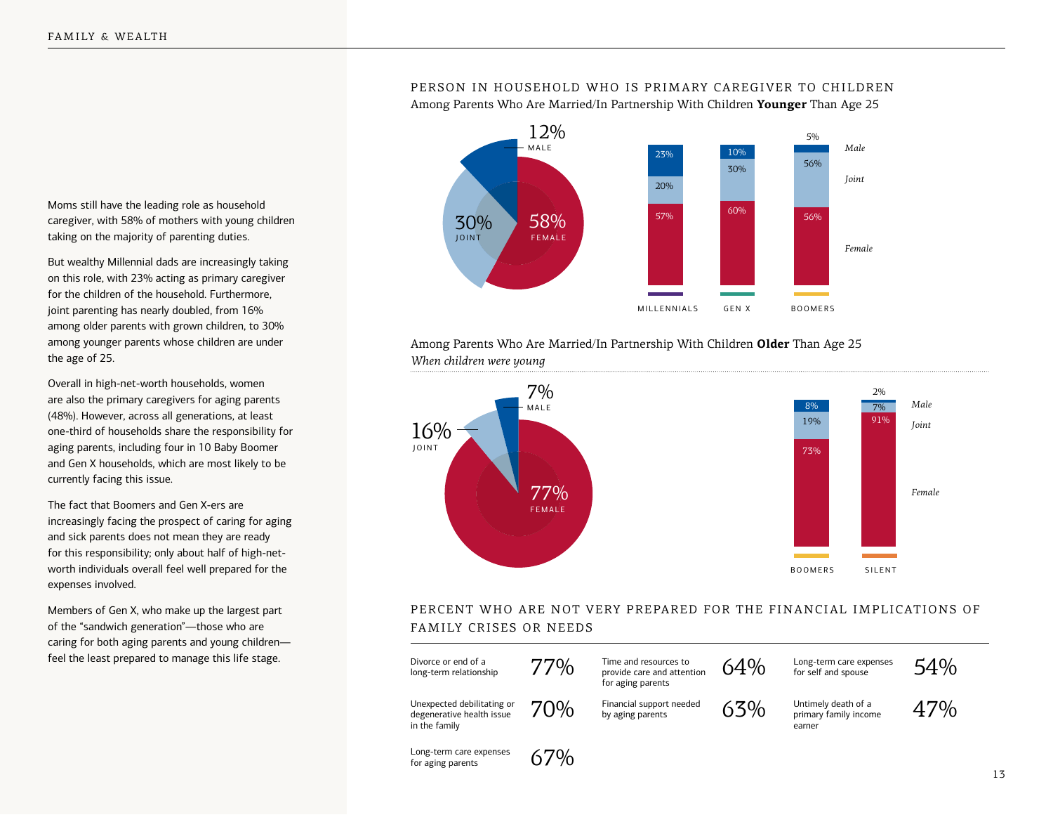Moms still have the leading role as household caregiver, with 58% of mothers with young children taking on the majority of parenting duties.

But wealthy Millennial dads are increasingly taking on this role, with 23% acting as primary caregiver for the children of the household. Furthermore, joint parenting has nearly doubled, from 16% among older parents with grown children, to 30% among younger parents whose children are under the age of 25.

Overall in high-net-worth households, women are also the primary caregivers for aging parents (48%). However, across all generations, at least one-third of households share the responsibility for aging parents, including four in 10 Baby Boomer and Gen X households, which are most likely to be currently facing this issue.

The fact that Boomers and Gen X-ers are increasingly facing the prospect of caring for aging and sick parents does not mean they are ready for this responsibility; only about half of high-net-worth individuals overall feel well prepared for the expenses involved.

Members of Gen X, who make up the largest part of the "sandwich generation"—those who are caring for both aging parents and young children—feel the least prepared to manage this life stage.

## PERSON IN HOUSEHOLD WHO IS PRIMARY CAREGIVER TO CHILDREN

Among Parents Who Are Married/In Partnership With Children **Younger** Than Age 25

| | Overall | Millennials | Gen X | Boomers |
|---|---|---|---|---|
| Male | 12% | 23% | 10% | 5% |
| Joint | 30% | 20% | 30% | 56% |
| Female | 58% | 57% | 60% | 56% |

Among Parents Who Are Married/In Partnership With Children **Older** Than Age 25

*When children were young*

| | Overall | Boomers | Silent |
|---|---|---|---|
| Male | 7% | 8% | 2% |
| Joint | 16% | 19% | 7% |
| Female | 77% | 73% | 91% |

## PERCENT WHO ARE NOT VERY PREPARED FOR THE FINANCIAL IMPLICATIONS OF FAMILY CRISES OR NEEDS

| Item | Percent |
|---|---|
| Divorce or end of a long-term relationship | 77% |
| Unexpected debilitating or degenerative health issue in the family | 70% |
| Long-term care expenses for aging parents | 67% |
| Time and resources to provide care and attention for aging parents | 64% |
| Financial support needed by aging parents | 63% |
| Long-term care expenses for self and spouse | 54% |
| Untimely death of a primary family income earner | 47% |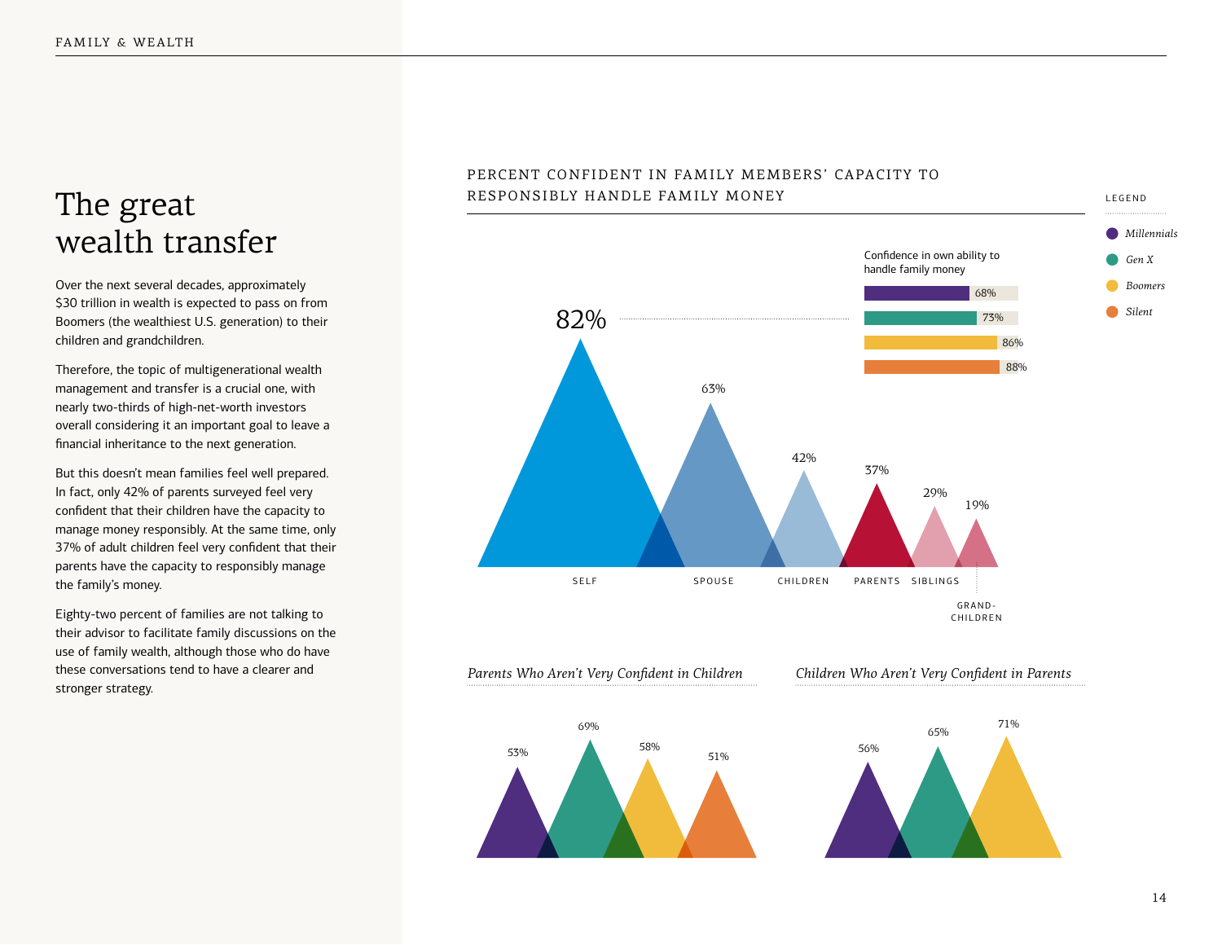# The great wealth transfer

Over the next several decades, approximately $30 trillion in wealth is expected to pass on from Boomers (the wealthiest U.S. generation) to their children and grandchildren.

Therefore, the topic of multigenerational wealth management and transfer is a crucial one, with nearly two-thirds of high-net-worth investors overall considering it an important goal to leave a financial inheritance to the next generation.

But this doesn't mean families feel well prepared. In fact, only 42% of parents surveyed feel very confident that their children have the capacity to manage money responsibly. At the same time, only 37% of adult children feel very confident that their parents have the capacity to responsibly manage the family's money.

Eighty-two percent of families are not talking to their advisor to facilitate family discussions on the use of family wealth, although those who do have these conversations tend to have a clearer and stronger strategy.

## PERCENT CONFIDENT IN FAMILY MEMBERS' CAPACITY TO RESPONSIBLY HANDLE FAMILY MONEY

| Self | Spouse | Children | Parents | Siblings | Grandchildren |
|---|---|---|---|---|---|
| 82% | 63% | 42% | 37% | 29% | 19% |

Confidence in own ability to handle family money

| Millennials | Gen X | Boomers | Silent |
|---|---|---|---|
| 68% | 73% | 86% | 88% |

*Parents Who Aren't Very Confident in Children*

| Millennials | Gen X | Boomers | Silent |
|---|---|---|---|
| 53% | 69% | 58% | 51% |

*Children Who Aren't Very Confident in Parents*

| Millennials | Gen X | Boomers |
|---|---|---|
| 56% | 65% | 71% |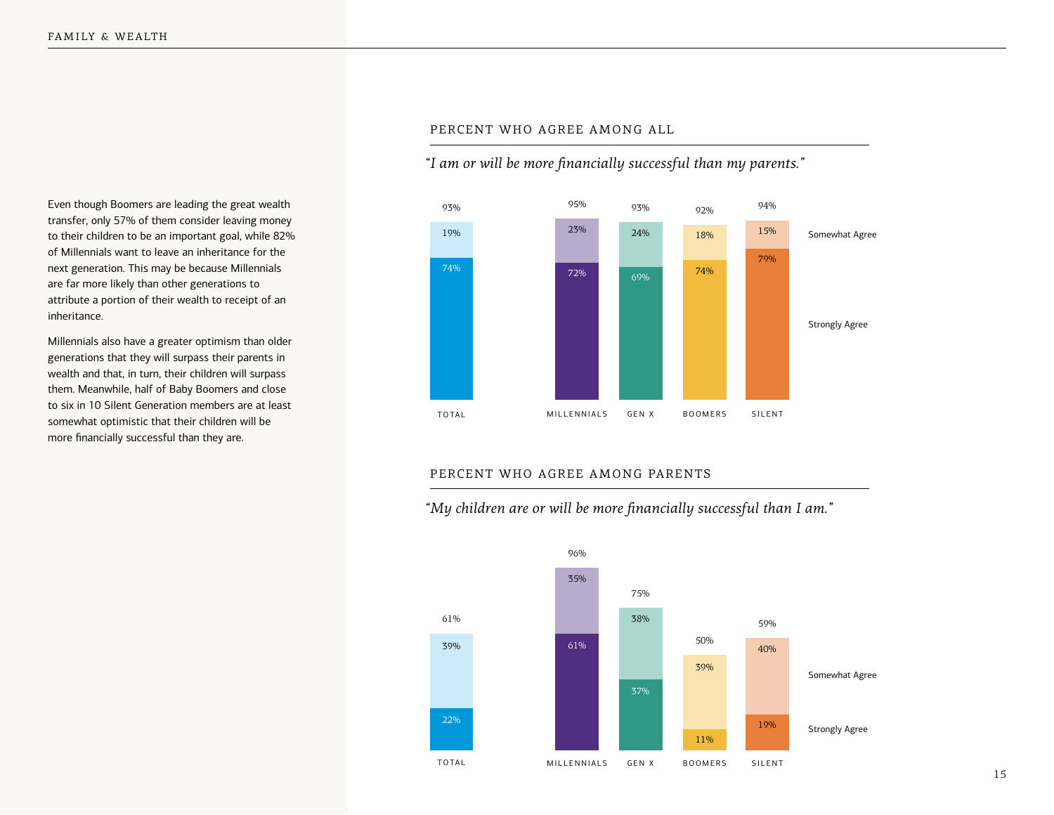Even though Boomers are leading the great wealth transfer, only 57% of them consider leaving money to their children to be an important goal, while 82% of Millennials want to leave an inheritance for the next generation. This may be because Millennials are far more likely than other generations to attribute a portion of their wealth to receipt of an inheritance.

Millennials also have a greater optimism than older generations that they will surpass their parents in wealth and that, in turn, their children will surpass them. Meanwhile, half of Baby Boomers and close to six in 10 Silent Generation members are at least somewhat optimistic that their children will be more financially successful than they are.

## PERCENT WHO AGREE AMONG ALL

*"I am or will be more financially successful than my parents."*

| | Total | Millennials | Gen X | Boomers | Silent |
|---|---|---|---|---|---|
| Somewhat Agree | 19% | 23% | 24% | 18% | 15% |
| Strongly Agree | 74% | 72% | 69% | 74% | 79% |
| Total Agree | 93% | 95% | 93% | 92% | 94% |

## PERCENT WHO AGREE AMONG PARENTS

*"My children are or will be more financially successful than I am."*

| | Total | Millennials | Gen X | Boomers | Silent |
|---|---|---|---|---|---|
| Somewhat Agree | 39% | 35% | 38% | 39% | 40% |
| Strongly Agree | 22% | 61% | 37% | 11% | 19% |
| Total Agree | 61% | 96% | 75% | 50% | 59% |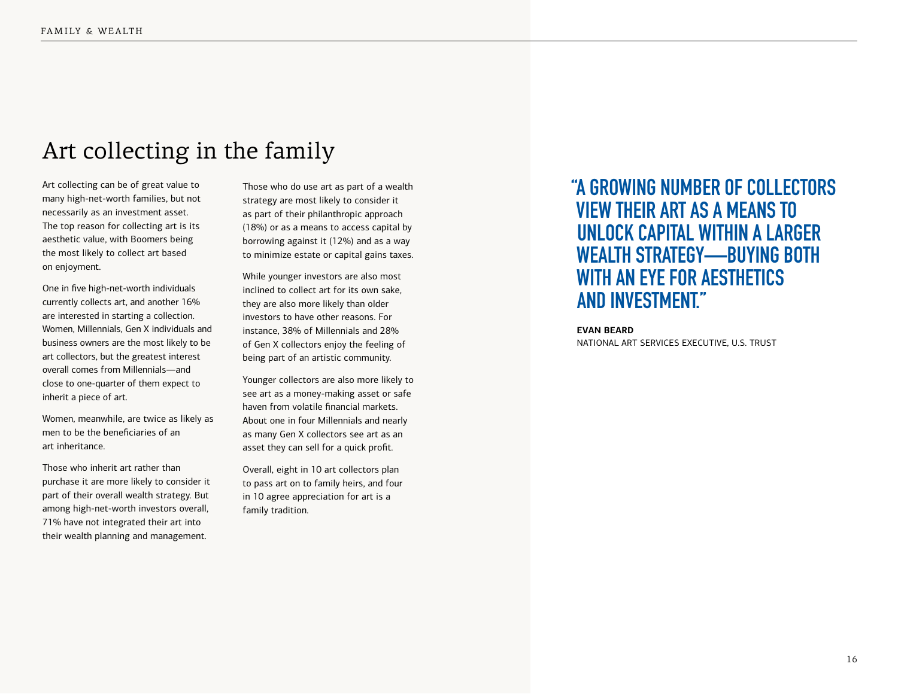# Art collecting in the family

Art collecting can be of great value to many high-net-worth families, but not necessarily as an investment asset. The top reason for collecting art is its aesthetic value, with Boomers being the most likely to collect art based on enjoyment.

One in five high-net-worth individuals currently collects art, and another 16% are interested in starting a collection. Women, Millennials, Gen X individuals and business owners are the most likely to be art collectors, but the greatest interest overall comes from Millennials—and close to one-quarter of them expect to inherit a piece of art.

Women, meanwhile, are twice as likely as men to be the beneficiaries of an art inheritance.

Those who inherit art rather than purchase it are more likely to consider it part of their overall wealth strategy. But among high-net-worth investors overall, 71% have not integrated their art into their wealth planning and management.

Those who do use art as part of a wealth strategy are most likely to consider it as part of their philanthropic approach (18%) or as a means to access capital by borrowing against it (12%) and as a way to minimize estate or capital gains taxes.

While younger investors are also most inclined to collect art for its own sake, they are also more likely than older investors to have other reasons. For instance, 38% of Millennials and 28% of Gen X collectors enjoy the feeling of being part of an artistic community.

Younger collectors are also more likely to see art as a money-making asset or safe haven from volatile financial markets. About one in four Millennials and nearly as many Gen X collectors see art as an asset they can sell for a quick profit.

Overall, eight in 10 art collectors plan to pass art on to family heirs, and four in 10 agree appreciation for art is a family tradition.

> **"A GROWING NUMBER OF COLLECTORS VIEW THEIR ART AS A MEANS TO UNLOCK CAPITAL WITHIN A LARGER WEALTH STRATEGY—BUYING BOTH WITH AN EYE FOR AESTHETICS AND INVESTMENT."**
>
> **EVAN BEARD**
> NATIONAL ART SERVICES EXECUTIVE, U.S. TRUST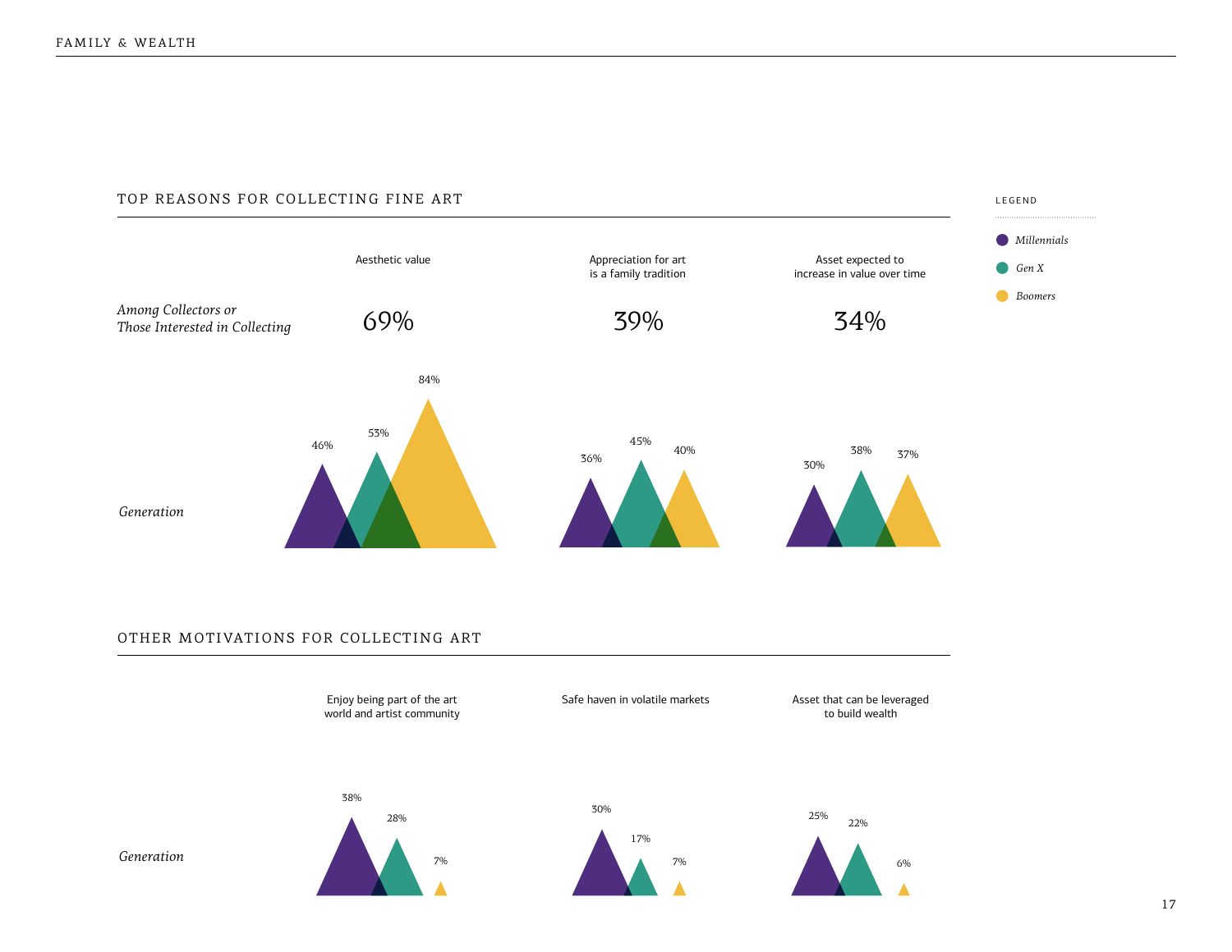## TOP REASONS FOR COLLECTING FINE ART

| | Aesthetic value | Appreciation for art is a family tradition | Asset expected to increase in value over time |
|---|---|---|---|
| *Among Collectors or Those Interested in Collecting* | 69% | 39% | 34% |
| *Generation* — Millennials | 46% | 36% | 30% |
| *Generation* — Gen X | 53% | 45% | 38% |
| *Generation* — Boomers | 84% | 40% | 37% |

## OTHER MOTIVATIONS FOR COLLECTING ART

| *Generation* | Enjoy being part of the art world and artist community | Safe haven in volatile markets | Asset that can be leveraged to build wealth |
|---|---|---|---|
| Millennials | 38% | 30% | 25% |
| Gen X | 28% | 17% | 22% |
| Boomers | 7% | 7% | 6% |

**LEGEND**

- *Millennials*
- *Gen X*
- *Boomers*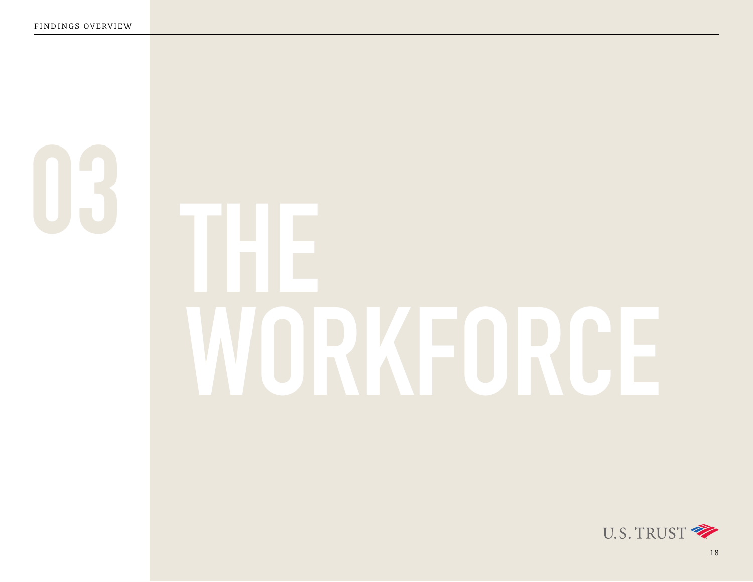# 03 THE WORKFORCE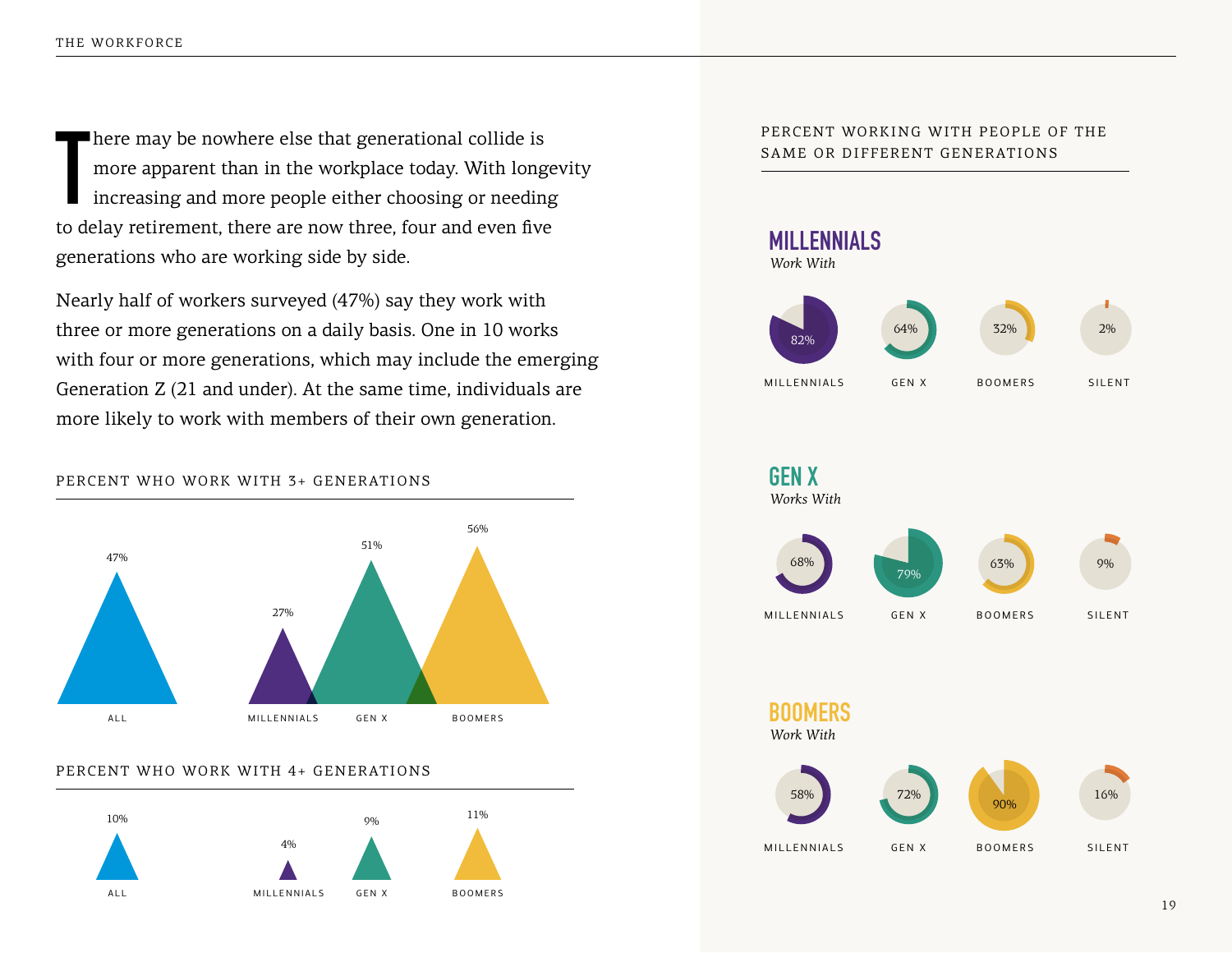There may be nowhere else that generational collide is more apparent than in the workplace today. With longevity increasing and more people either choosing or needing to delay retirement, there are now three, four and even five generations who are working side by side.

Nearly half of workers surveyed (47%) say they work with three or more generations on a daily basis. One in 10 works with four or more generations, which may include the emerging Generation Z (21 and under). At the same time, individuals are more likely to work with members of their own generation.

## PERCENT WHO WORK WITH 3+ GENERATIONS

| ALL | MILLENNIALS | GEN X | BOOMERS |
|---|---|---|---|
| 47% | 27% | 51% | 56% |

## PERCENT WHO WORK WITH 4+ GENERATIONS

| ALL | MILLENNIALS | GEN X | BOOMERS |
|---|---|---|---|
| 10% | 4% | 9% | 11% |

## PERCENT WORKING WITH PEOPLE OF THE SAME OR DIFFERENT GENERATIONS

### MILLENNIALS
*Work With*

| MILLENNIALS | GEN X | BOOMERS | SILENT |
|---|---|---|---|
| 82% | 64% | 32% | 2% |

### GEN X
*Works With*

| MILLENNIALS | GEN X | BOOMERS | SILENT |
|---|---|---|---|
| 68% | 79% | 63% | 9% |

### BOOMERS
*Work With*

| MILLENNIALS | GEN X | BOOMERS | SILENT |
|---|---|---|---|
| 58% | 72% | 90% | 16% |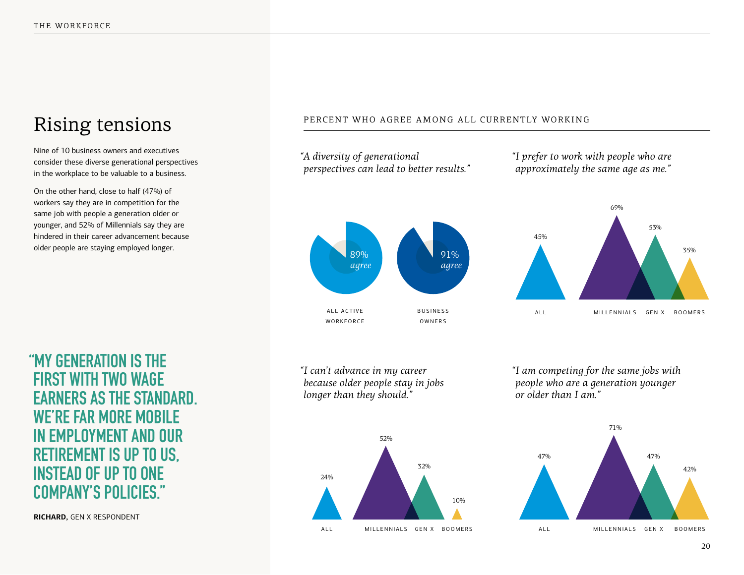## Rising tensions

Nine of 10 business owners and executives consider these diverse generational perspectives in the workplace to be valuable to a business.

On the other hand, close to half (47%) of workers say they are in competition for the same job with people a generation older or younger, and 52% of Millennials say they are hindered in their career advancement because older people are staying employed longer.

**"MY GENERATION IS THE FIRST WITH TWO WAGE EARNERS AS THE STANDARD. WE'RE FAR MORE MOBILE IN EMPLOYMENT AND OUR RETIREMENT IS UP TO US, INSTEAD OF UP TO ONE COMPANY'S POLICIES."**

**RICHARD,** GEN X RESPONDENT

PERCENT WHO AGREE AMONG ALL CURRENTLY WORKING

*"A diversity of generational perspectives can lead to better results."*

| All Active Workforce | Business Owners |
|---|---|
| 89% agree | 91% agree |

*"I prefer to work with people who are approximately the same age as me."*

| All | Millennials | Gen X | Boomers |
|---|---|---|---|
| 45% | 69% | 53% | 35% |

*"I can't advance in my career because older people stay in jobs longer than they should."*

| All | Millennials | Gen X | Boomers |
|---|---|---|---|
| 24% | 52% | 32% | 10% |

*"I am competing for the same jobs with people who are a generation younger or older than I am."*

| All | Millennials | Gen X | Boomers |
|---|---|---|---|
| 47% | 71% | 47% | 42% |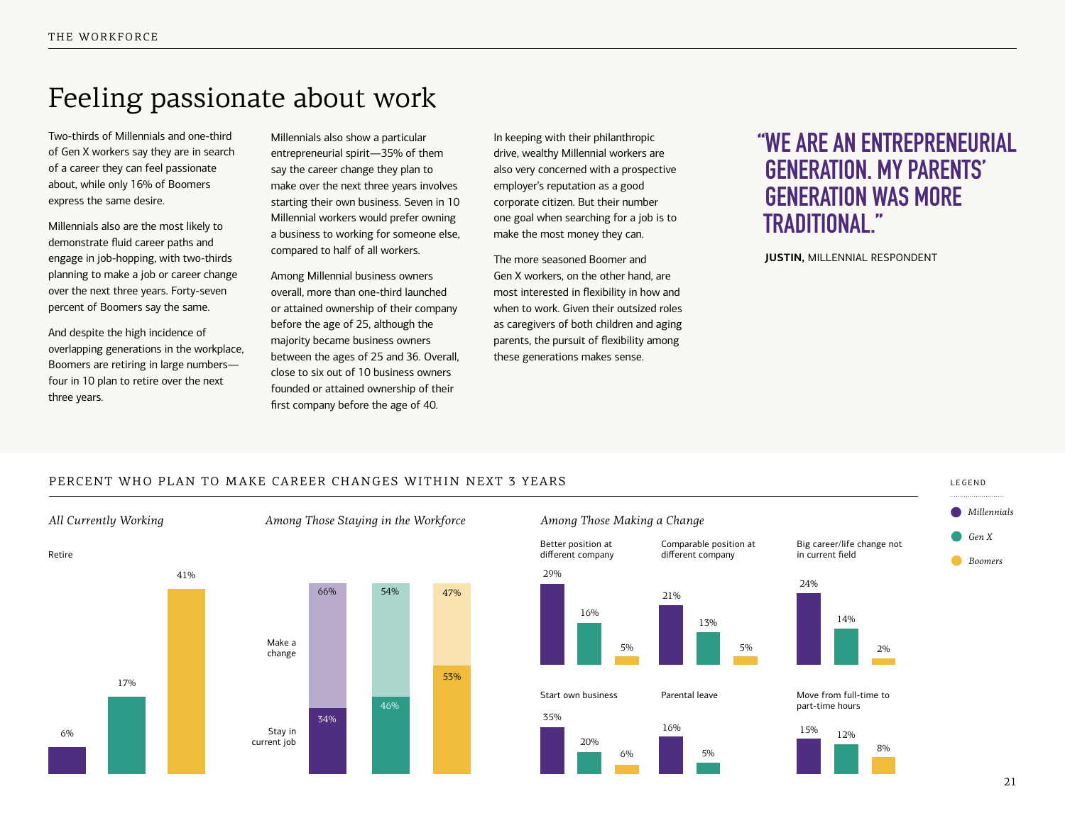# Feeling passionate about work

Two-thirds of Millennials and one-third of Gen X workers say they are in search of a career they can feel passionate about, while only 16% of Boomers express the same desire.

Millennials also are the most likely to demonstrate fluid career paths and engage in job-hopping, with two-thirds planning to make a job or career change over the next three years. Forty-seven percent of Boomers say the same.

And despite the high incidence of overlapping generations in the workplace, Boomers are retiring in large numbers—four in 10 plan to retire over the next three years.

Millennials also show a particular entrepreneurial spirit—35% of them say the career change they plan to make over the next three years involves starting their own business. Seven in 10 Millennial workers would prefer owning a business to working for someone else, compared to half of all workers.

Among Millennial business owners overall, more than one-third launched or attained ownership of their company before the age of 25, although the majority became business owners between the ages of 25 and 36. Overall, close to six out of 10 business owners founded or attained ownership of their first company before the age of 40.

In keeping with their philanthropic drive, wealthy Millennial workers are also very concerned with a prospective employer's reputation as a good corporate citizen. But their number one goal when searching for a job is to make the most money they can.

The more seasoned Boomer and Gen X workers, on the other hand, are most interested in flexibility in how and when to work. Given their outsized roles as caregivers of both children and aging parents, the pursuit of flexibility among these generations makes sense.

> **"WE ARE AN ENTREPRENEURIAL GENERATION. MY PARENTS' GENERATION WAS MORE TRADITIONAL."**
>
> **JUSTIN,** MILLENNIAL RESPONDENT

## PERCENT WHO PLAN TO MAKE CAREER CHANGES WITHIN NEXT 3 YEARS

*All Currently Working*

| | Millennials | Gen X | Boomers |
|---|---|---|---|
| Retire | 6% | 17% | 41% |

*Among Those Staying in the Workforce*

| | Millennials | Gen X | Boomers |
|---|---|---|---|
| Make a change | 66% | 54% | 47% |
| Stay in current job | 34% | 46% | 53% |

*Among Those Making a Change*

| | Millennials | Gen X | Boomers |
|---|---|---|---|
| Better position at different company | 29% | 16% | 5% |
| Comparable position at different company | 21% | 13% | 5% |
| Big career/life change not in current field | 24% | 14% | 2% |
| Start own business | 35% | 20% | 6% |
| Parental leave | 16% | 5% | |
| Move from full-time to part-time hours | 15% | 12% | 8% |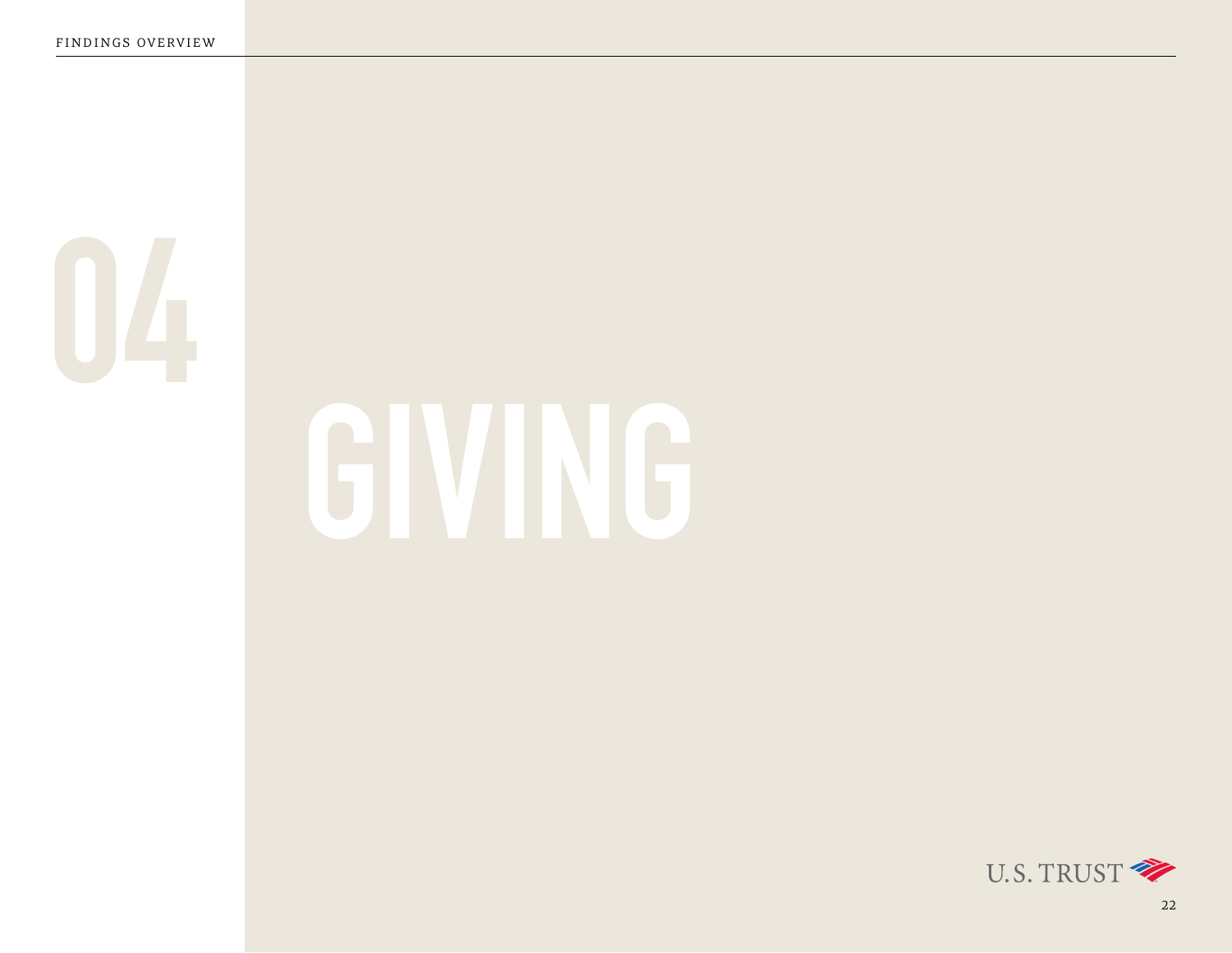# 04

# GIVING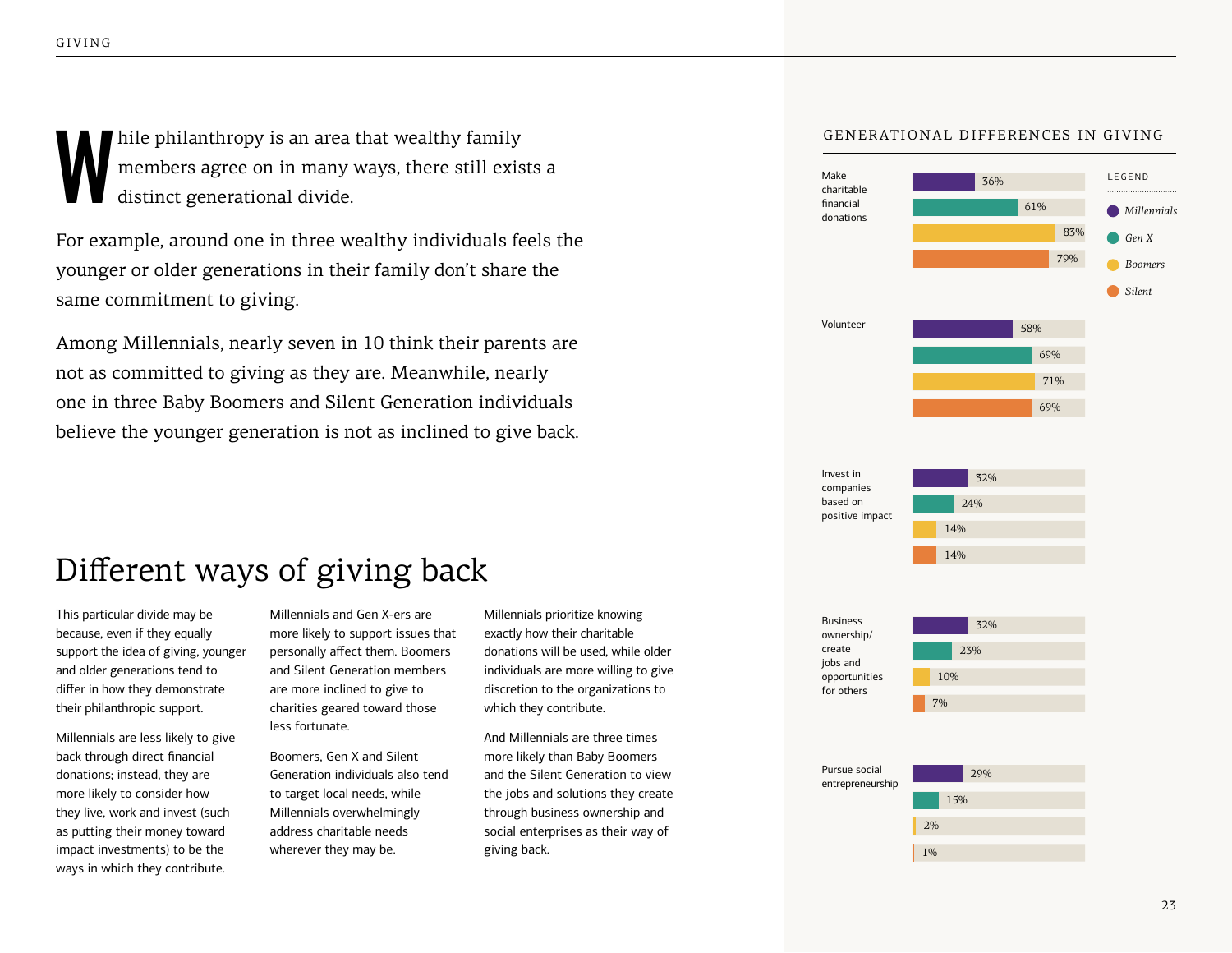While philanthropy is an area that wealthy family members agree on in many ways, there still exists a distinct generational divide.

For example, around one in three wealthy individuals feels the younger or older generations in their family don't share the same commitment to giving.

Among Millennials, nearly seven in 10 think their parents are not as committed to giving as they are. Meanwhile, nearly one in three Baby Boomers and Silent Generation individuals believe the younger generation is not as inclined to give back.

## Different ways of giving back

This particular divide may be because, even if they equally support the idea of giving, younger and older generations tend to differ in how they demonstrate their philanthropic support.

Millennials are less likely to give back through direct financial donations; instead, they are more likely to consider how they live, work and invest (such as putting their money toward impact investments) to be the ways in which they contribute.

Millennials and Gen X-ers are more likely to support issues that personally affect them. Boomers and Silent Generation members are more inclined to give to charities geared toward those less fortunate.

Boomers, Gen X and Silent Generation individuals also tend to target local needs, while Millennials overwhelmingly address charitable needs wherever they may be.

Millennials prioritize knowing exactly how their charitable donations will be used, while older individuals are more willing to give discretion to the organizations to which they contribute.

And Millennials are three times more likely than Baby Boomers and the Silent Generation to view the jobs and solutions they create through business ownership and social enterprises as their way of giving back.

### GENERATIONAL DIFFERENCES IN GIVING

| | Millennials | Gen X | Boomers | Silent |
|---|---|---|---|---|
| Make charitable financial donations | 36% | 61% | 83% | 79% |
| Volunteer | 58% | 69% | 71% | 69% |
| Invest in companies based on positive impact | 32% | 24% | 14% | 14% |
| Business ownership/create jobs and opportunities for others | 32% | 23% | 10% | 7% |
| Pursue social entrepreneurship | 29% | 15% | 2% | 1% |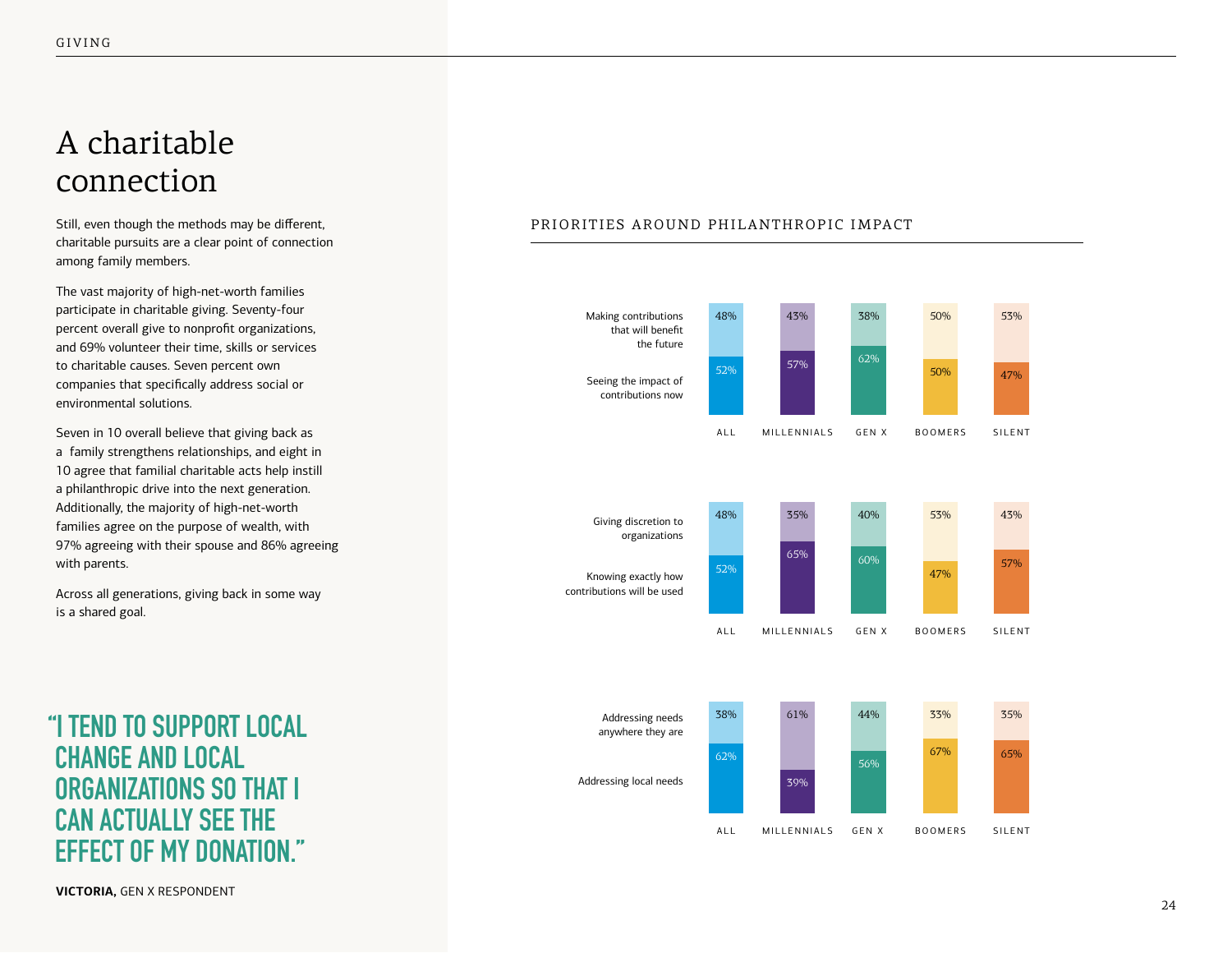# A charitable connection

Still, even though the methods may be different, charitable pursuits are a clear point of connection among family members.

The vast majority of high-net-worth families participate in charitable giving. Seventy-four percent overall give to nonprofit organizations, and 69% volunteer their time, skills or services to charitable causes. Seven percent own companies that specifically address social or environmental solutions.

Seven in 10 overall believe that giving back as a family strengthens relationships, and eight in 10 agree that familial charitable acts help instill a philanthropic drive into the next generation. Additionally, the majority of high-net-worth families agree on the purpose of wealth, with 97% agreeing with their spouse and 86% agreeing with parents.

Across all generations, giving back in some way is a shared goal.

**"I TEND TO SUPPORT LOCAL CHANGE AND LOCAL ORGANIZATIONS SO THAT I CAN ACTUALLY SEE THE EFFECT OF MY DONATION."**

**VICTORIA,** GEN X RESPONDENT

## PRIORITIES AROUND PHILANTHROPIC IMPACT

| | ALL | MILLENNIALS | GEN X | BOOMERS | SILENT |
|---|---|---|---|---|---|
| Making contributions that will benefit the future | 48% | 43% | 38% | 50% | 53% |
| Seeing the impact of contributions now | 52% | 57% | 62% | 50% | 47% |

| | ALL | MILLENNIALS | GEN X | BOOMERS | SILENT |
|---|---|---|---|---|---|
| Giving discretion to organizations | 48% | 35% | 40% | 53% | 43% |
| Knowing exactly how contributions will be used | 52% | 65% | 60% | 47% | 57% |

| | ALL | MILLENNIALS | GEN X | BOOMERS | SILENT |
|---|---|---|---|---|---|
| Addressing needs anywhere they are | 38% | 61% | 44% | 33% | 35% |
| Addressing local needs | 62% | 39% | 56% | 67% | 65% |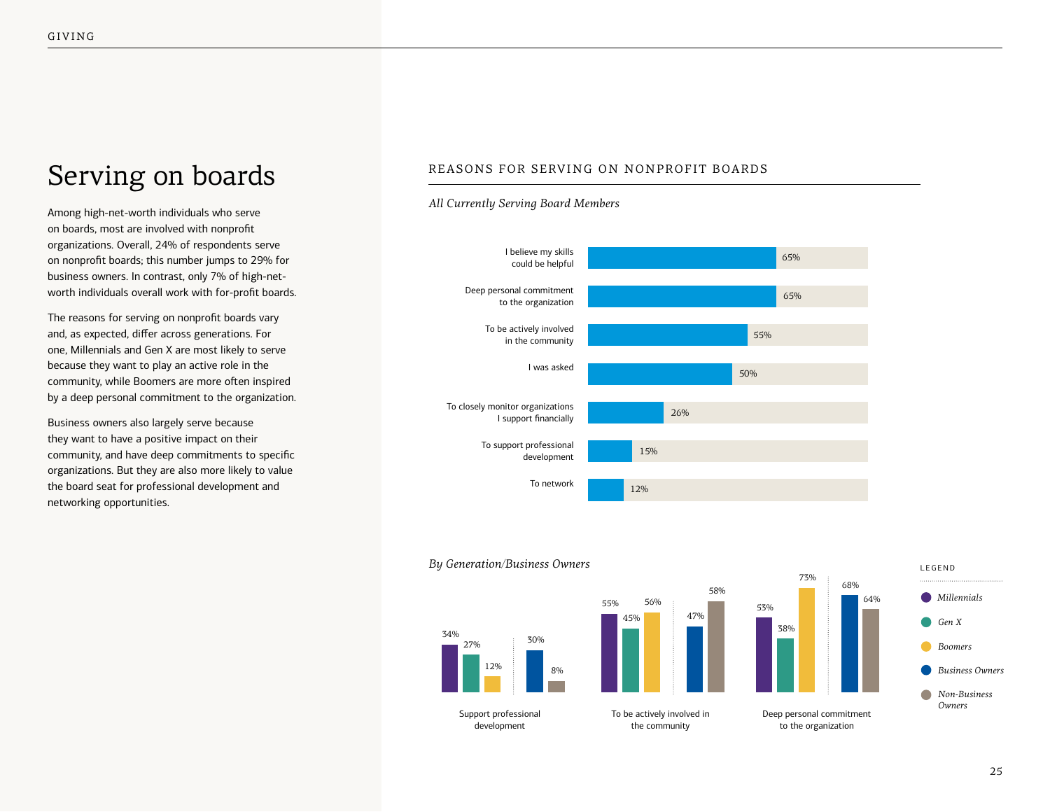# Serving on boards

Among high-net-worth individuals who serve on boards, most are involved with nonprofit organizations. Overall, 24% of respondents serve on nonprofit boards; this number jumps to 29% for business owners. In contrast, only 7% of high-net-worth individuals overall work with for-profit boards.

The reasons for serving on nonprofit boards vary and, as expected, differ across generations. For one, Millennials and Gen X are most likely to serve because they want to play an active role in the community, while Boomers are more often inspired by a deep personal commitment to the organization.

Business owners also largely serve because they want to have a positive impact on their community, and have deep commitments to specific organizations. But they are also more likely to value the board seat for professional development and networking opportunities.

## REASONS FOR SERVING ON NONPROFIT BOARDS

*All Currently Serving Board Members*

| Reason | Percentage |
| --- | --- |
| I believe my skills could be helpful | 65% |
| Deep personal commitment to the organization | 65% |
| To be actively involved in the community | 55% |
| I was asked | 50% |
| To closely monitor organizations I support financially | 26% |
| To support professional development | 15% |
| To network | 12% |

*By Generation/Business Owners*

| Reason | Millennials | Gen X | Boomers | Business Owners | Non-Business Owners |
| --- | --- | --- | --- | --- | --- |
| Support professional development | 34% | 27% | 12% | 30% | 8% |
| To be actively involved in the community | 55% | 45% | 56% | 47% | 58% |
| Deep personal commitment to the organization | 53% | 38% | 73% | 68% | 64% |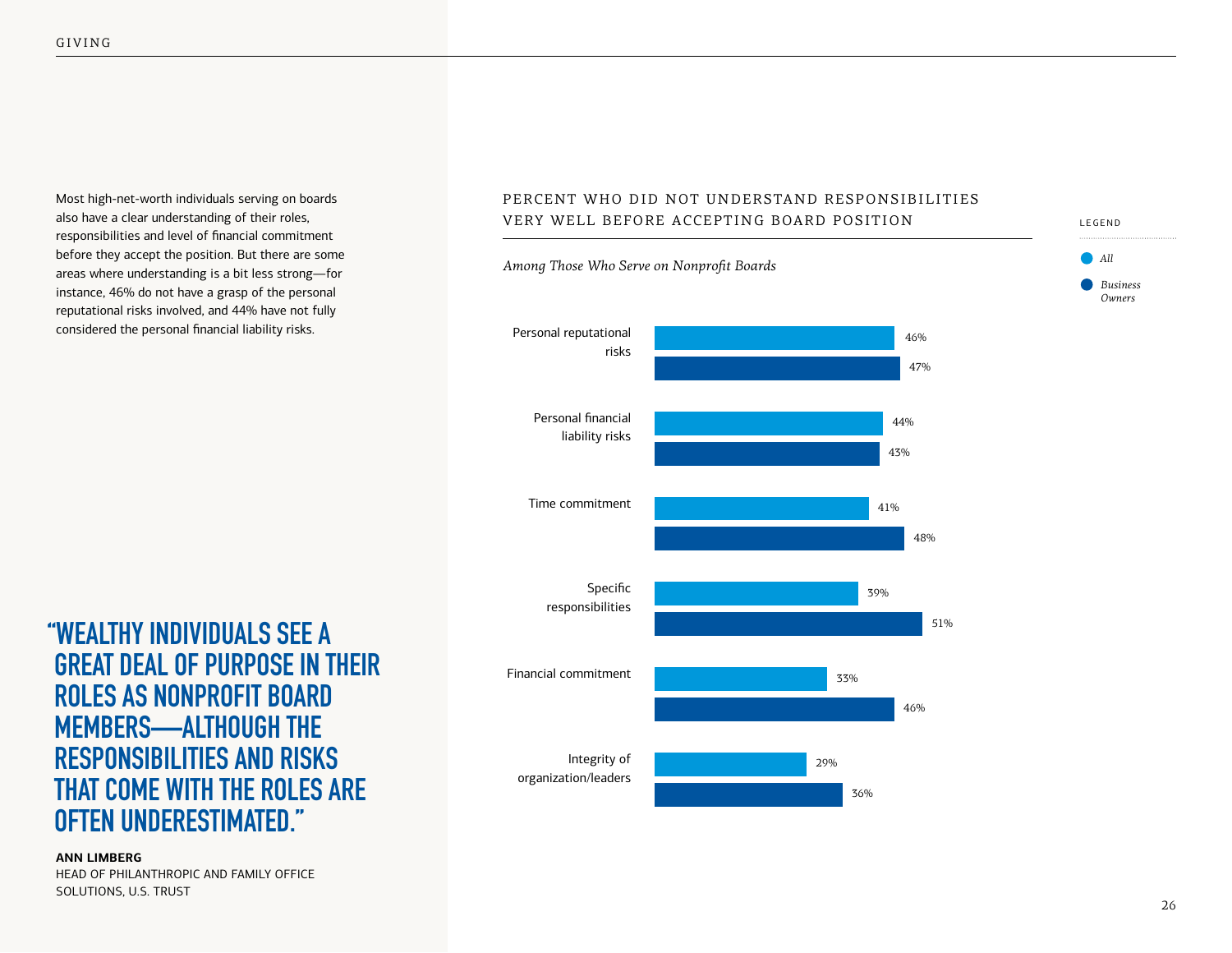Most high-net-worth individuals serving on boards also have a clear understanding of their roles, responsibilities and level of financial commitment before they accept the position. But there are some areas where understanding is a bit less strong—for instance, 46% do not have a grasp of the personal reputational risks involved, and 44% have not fully considered the personal financial liability risks.

## PERCENT WHO DID NOT UNDERSTAND RESPONSIBILITIES VERY WELL BEFORE ACCEPTING BOARD POSITION

*Among Those Who Serve on Nonprofit Boards*

| | All | Business Owners |
|---|---|---|
| Personal reputational risks | 46% | 47% |
| Personal financial liability risks | 44% | 43% |
| Time commitment | 41% | 48% |
| Specific responsibilities | 39% | 51% |
| Financial commitment | 33% | 46% |
| Integrity of organization/leaders | 29% | 36% |

**"WEALTHY INDIVIDUALS SEE A GREAT DEAL OF PURPOSE IN THEIR ROLES AS NONPROFIT BOARD MEMBERS—ALTHOUGH THE RESPONSIBILITIES AND RISKS THAT COME WITH THE ROLES ARE OFTEN UNDERESTIMATED."**

**ANN LIMBERG**
HEAD OF PHILANTHROPIC AND FAMILY OFFICE SOLUTIONS, U.S. TRUST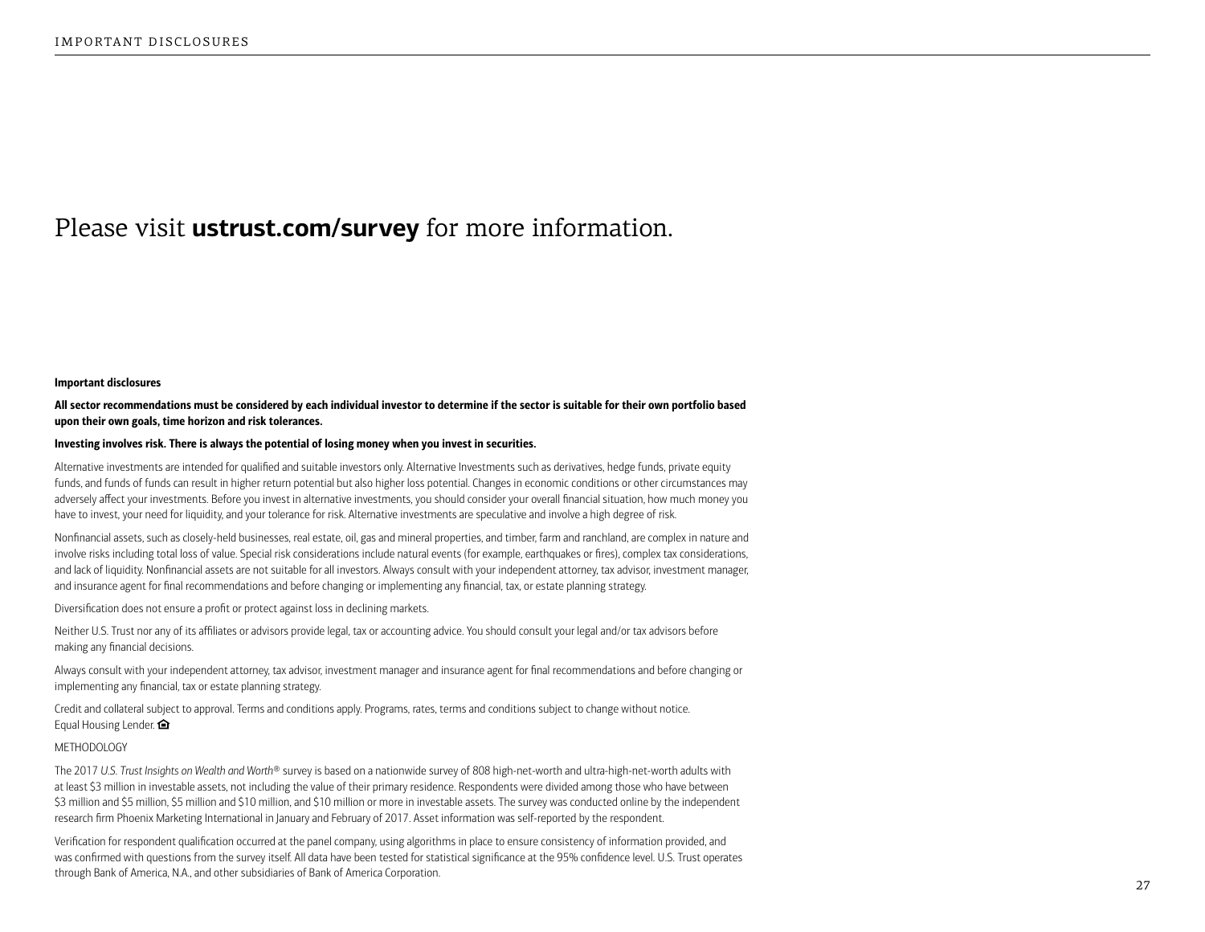Please visit **ustrust.com/survey** for more information.

**Important disclosures**

**All sector recommendations must be considered by each individual investor to determine if the sector is suitable for their own portfolio based upon their own goals, time horizon and risk tolerances.**

**Investing involves risk. There is always the potential of losing money when you invest in securities.**

Alternative investments are intended for qualified and suitable investors only. Alternative Investments such as derivatives, hedge funds, private equity funds, and funds of funds can result in higher return potential but also higher loss potential. Changes in economic conditions or other circumstances may adversely affect your investments. Before you invest in alternative investments, you should consider your overall financial situation, how much money you have to invest, your need for liquidity, and your tolerance for risk. Alternative investments are speculative and involve a high degree of risk.

Nonfinancial assets, such as closely-held businesses, real estate, oil, gas and mineral properties, and timber, farm and ranchland, are complex in nature and involve risks including total loss of value. Special risk considerations include natural events (for example, earthquakes or fires), complex tax considerations, and lack of liquidity. Nonfinancial assets are not suitable for all investors. Always consult with your independent attorney, tax advisor, investment manager, and insurance agent for final recommendations and before changing or implementing any financial, tax, or estate planning strategy.

Diversification does not ensure a profit or protect against loss in declining markets.

Neither U.S. Trust nor any of its affiliates or advisors provide legal, tax or accounting advice. You should consult your legal and/or tax advisors before making any financial decisions.

Always consult with your independent attorney, tax advisor, investment manager and insurance agent for final recommendations and before changing or implementing any financial, tax or estate planning strategy.

Credit and collateral subject to approval. Terms and conditions apply. Programs, rates, terms and conditions subject to change without notice.
Equal Housing Lender.

METHODOLOGY

The 2017 *U.S. Trust Insights on Wealth and Worth®* survey is based on a nationwide survey of 808 high-net-worth and ultra-high-net-worth adults with at least $3 million in investable assets, not including the value of their primary residence. Respondents were divided among those who have between $3 million and $5 million, $5 million and $10 million, and $10 million or more in investable assets. The survey was conducted online by the independent research firm Phoenix Marketing International in January and February of 2017. Asset information was self-reported by the respondent.

Verification for respondent qualification occurred at the panel company, using algorithms in place to ensure consistency of information provided, and was confirmed with questions from the survey itself. All data have been tested for statistical significance at the 95% confidence level. U.S. Trust operates through Bank of America, N.A., and other subsidiaries of Bank of America Corporation.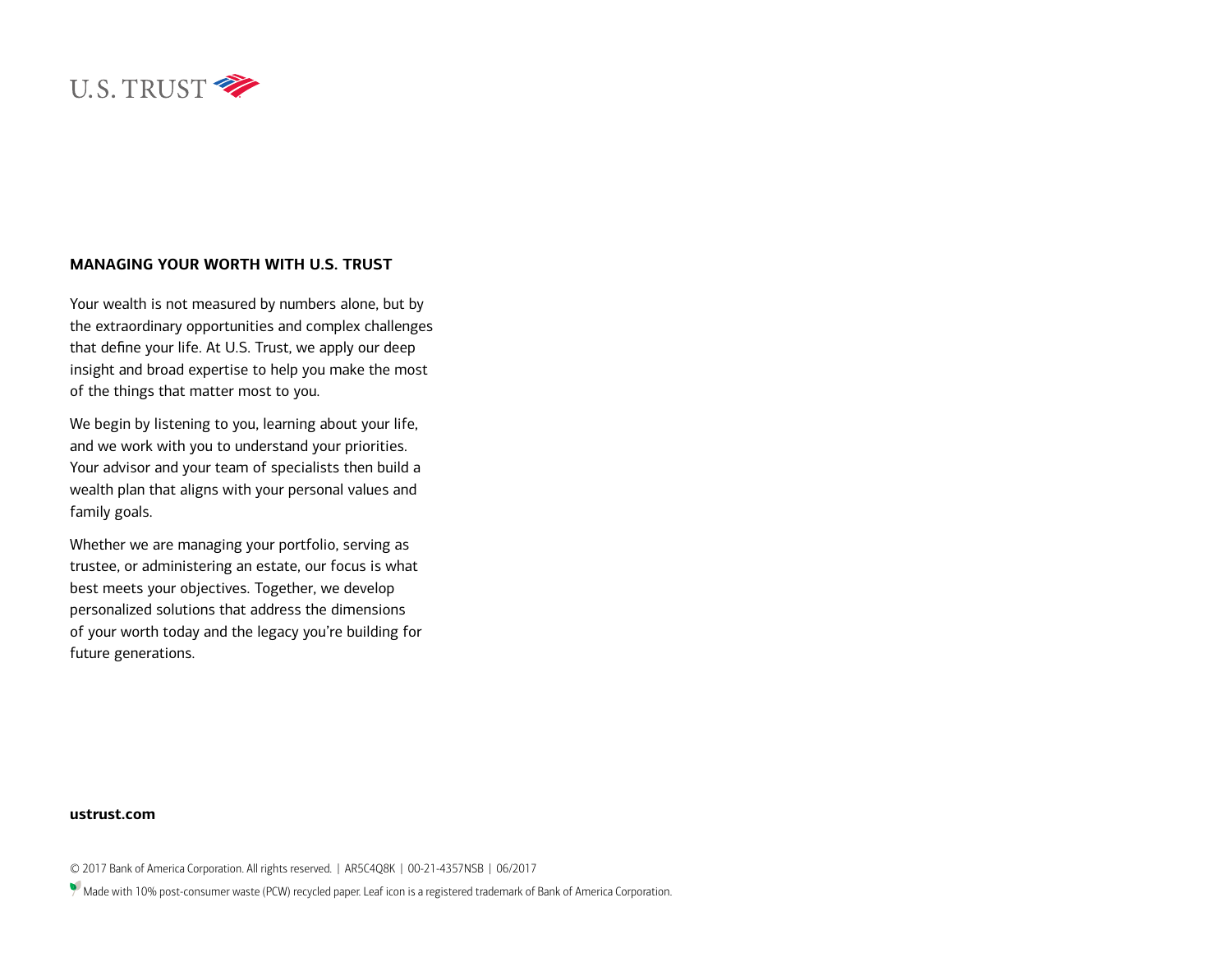U.S. TRUST

## MANAGING YOUR WORTH WITH U.S. TRUST

Your wealth is not measured by numbers alone, but by the extraordinary opportunities and complex challenges that define your life. At U.S. Trust, we apply our deep insight and broad expertise to help you make the most of the things that matter most to you.

We begin by listening to you, learning about your life, and we work with you to understand your priorities. Your advisor and your team of specialists then build a wealth plan that aligns with your personal values and family goals.

Whether we are managing your portfolio, serving as trustee, or administering an estate, our focus is what best meets your objectives. Together, we develop personalized solutions that address the dimensions of your worth today and the legacy you're building for future generations.

**ustrust.com**

© 2017 Bank of America Corporation. All rights reserved. | AR5C4Q8K | 00-21-4357NSB | 06/2017

Made with 10% post-consumer waste (PCW) recycled paper. Leaf icon is a registered trademark of Bank of America Corporation.